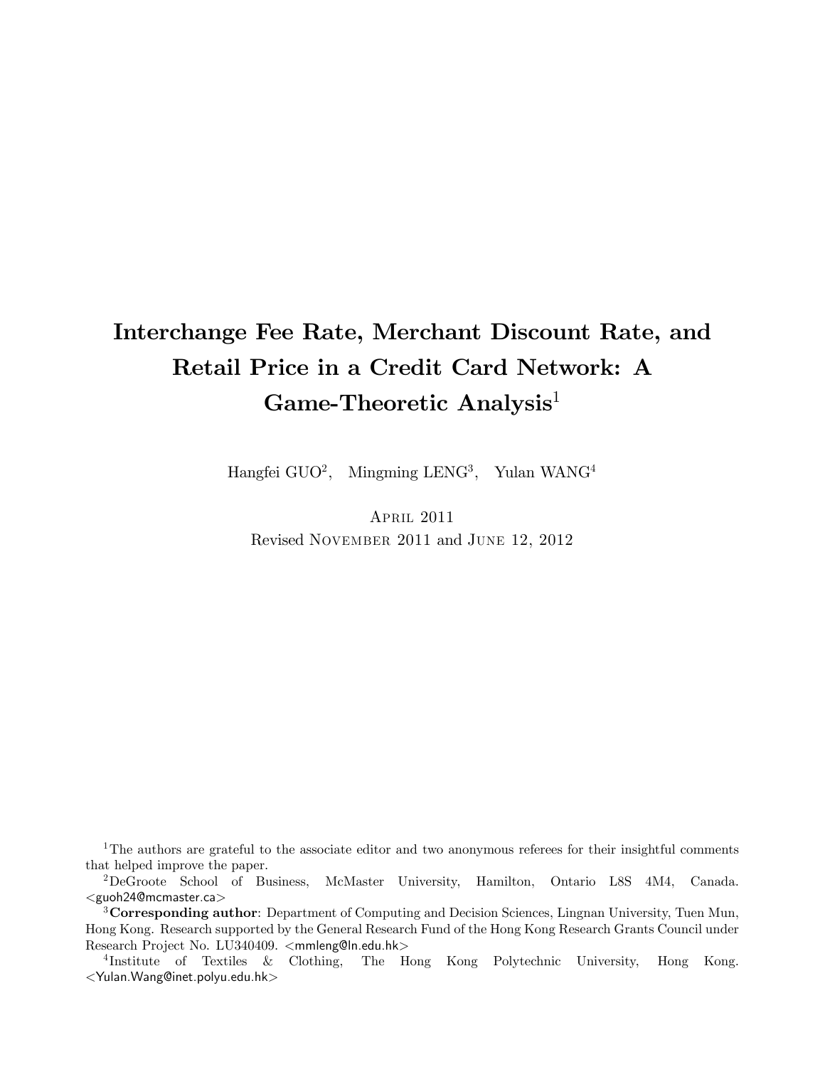# Interchange Fee Rate, Merchant Discount Rate, and Retail Price in a Credit Card Network: A Game-Theoretic Analysis[1]

Hangfei GUO[2], Mingming LENG[3], Yulan WANG[4]

April 2011

Revised November 2011 and June 12, 2012

[1]The authors are grateful to the associate editor and two anonymous referees for their insightful comments that helped improve the paper.

[2]DeGroote School of Business, McMaster University, Hamilton, Ontario L8S 4M4, Canada. <guoh24@mcmaster.ca>

[3]**Corresponding author**: Department of Computing and Decision Sciences, Lingnan University, Tuen Mun, Hong Kong. Research supported by the General Research Fund of the Hong Kong Research Grants Council under Research Project No. LU340409. <mmleng@ln.edu.hk>

[4]Institute of Textiles & Clothing, The Hong Kong Polytechnic University, Hong Kong. <Yulan.Wang@inet.polyu.edu.hk>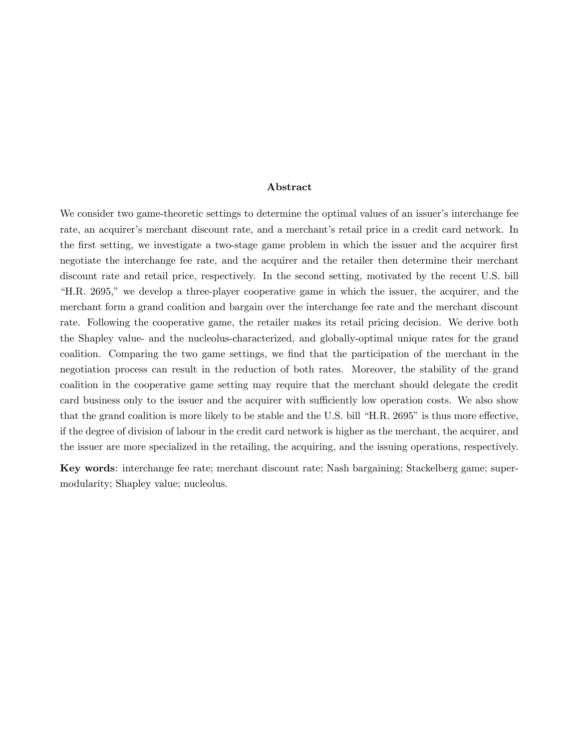## Abstract

We consider two game-theoretic settings to determine the optimal values of an issuer's interchange fee rate, an acquirer's merchant discount rate, and a merchant's retail price in a credit card network. In the first setting, we investigate a two-stage game problem in which the issuer and the acquirer first negotiate the interchange fee rate, and the acquirer and the retailer then determine their merchant discount rate and retail price, respectively. In the second setting, motivated by the recent U.S. bill "H.R. 2695," we develop a three-player cooperative game in which the issuer, the acquirer, and the merchant form a grand coalition and bargain over the interchange fee rate and the merchant discount rate. Following the cooperative game, the retailer makes its retail pricing decision. We derive both the Shapley value- and the nucleolus-characterized, and globally-optimal unique rates for the grand coalition. Comparing the two game settings, we find that the participation of the merchant in the negotiation process can result in the reduction of both rates. Moreover, the stability of the grand coalition in the cooperative game setting may require that the merchant should delegate the credit card business only to the issuer and the acquirer with sufficiently low operation costs. We also show that the grand coalition is more likely to be stable and the U.S. bill "H.R. 2695" is thus more effective, if the degree of division of labour in the credit card network is higher as the merchant, the acquirer, and the issuer are more specialized in the retailing, the acquiring, and the issuing operations, respectively.

**Key words**: interchange fee rate; merchant discount rate; Nash bargaining; Stackelberg game; supermodularity; Shapley value; nucleolus.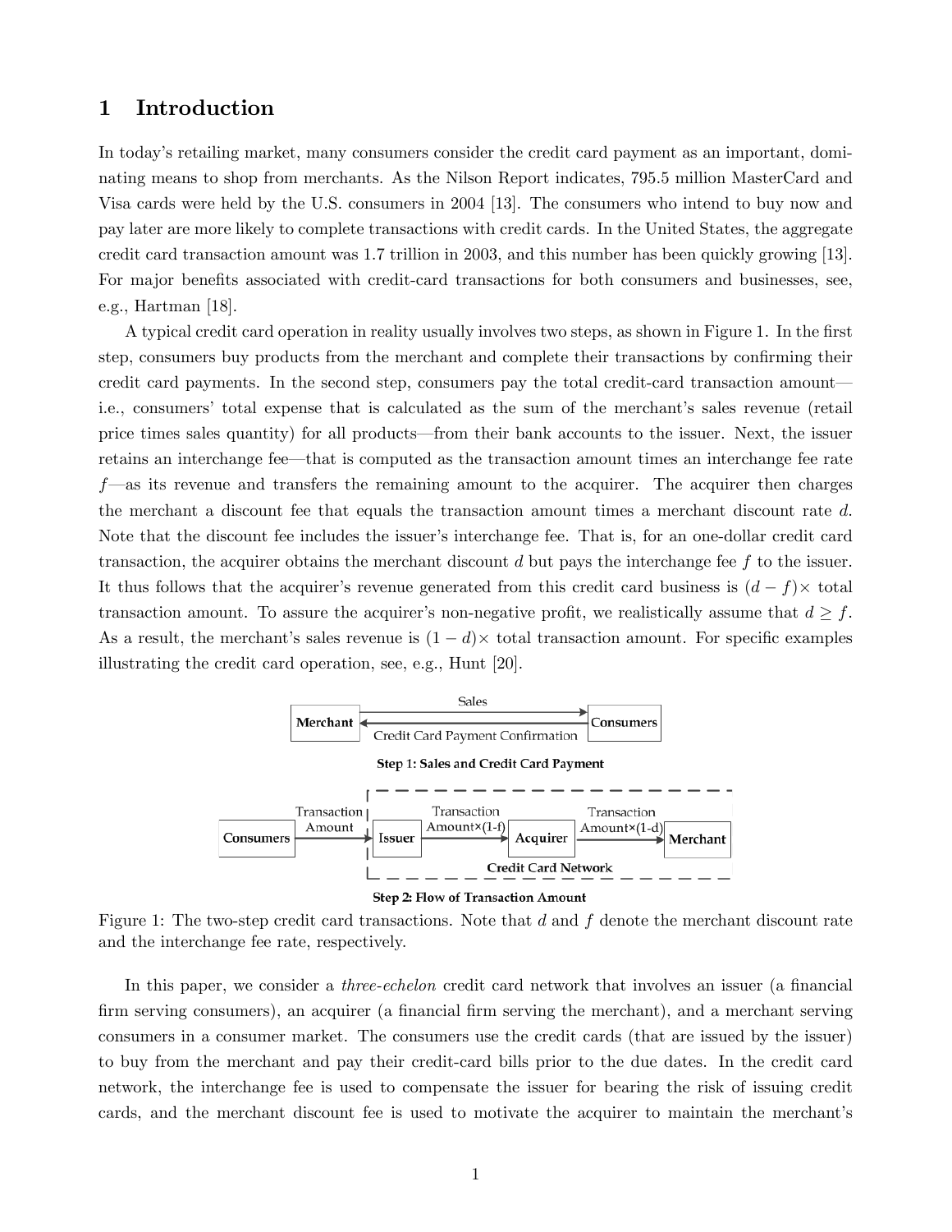# 1 Introduction

In today's retailing market, many consumers consider the credit card payment as an important, dominating means to shop from merchants. As the Nilson Report indicates, 795.5 million MasterCard and Visa cards were held by the U.S. consumers in 2004 [13]. The consumers who intend to buy now and pay later are more likely to complete transactions with credit cards. In the United States, the aggregate credit card transaction amount was 1.7 trillion in 2003, and this number has been quickly growing [13]. For major benefits associated with credit-card transactions for both consumers and businesses, see, e.g., Hartman [18].

A typical credit card operation in reality usually involves two steps, as shown in Figure 1. In the first step, consumers buy products from the merchant and complete their transactions by confirming their credit card payments. In the second step, consumers pay the total credit-card transaction amount—i.e., consumers' total expense that is calculated as the sum of the merchant's sales revenue (retail price times sales quantity) for all products—from their bank accounts to the issuer. Next, the issuer retains an interchange fee—that is computed as the transaction amount times an interchange fee rate $f$—as its revenue and transfers the remaining amount to the acquirer. The acquirer then charges the merchant a discount fee that equals the transaction amount times a merchant discount rate $d$. Note that the discount fee includes the issuer's interchange fee. That is, for an one-dollar credit card transaction, the acquirer obtains the merchant discount $d$ but pays the interchange fee $f$ to the issuer. It thus follows that the acquirer's revenue generated from this credit card business is $(d - f)\times$ total transaction amount. To assure the acquirer's non-negative profit, we realistically assume that $d \geq f$. As a result, the merchant's sales revenue is $(1 - d)\times$ total transaction amount. For specific examples illustrating the credit card operation, see, e.g., Hunt [20].

Figure 1: The two-step credit card transactions. Note that $d$ and $f$ denote the merchant discount rate and the interchange fee rate, respectively.

In this paper, we consider a *three-echelon* credit card network that involves an issuer (a financial firm serving consumers), an acquirer (a financial firm serving the merchant), and a merchant serving consumers in a consumer market. The consumers use the credit cards (that are issued by the issuer) to buy from the merchant and pay their credit-card bills prior to the due dates. In the credit card network, the interchange fee is used to compensate the issuer for bearing the risk of issuing credit cards, and the merchant discount fee is used to motivate the acquirer to maintain the merchant's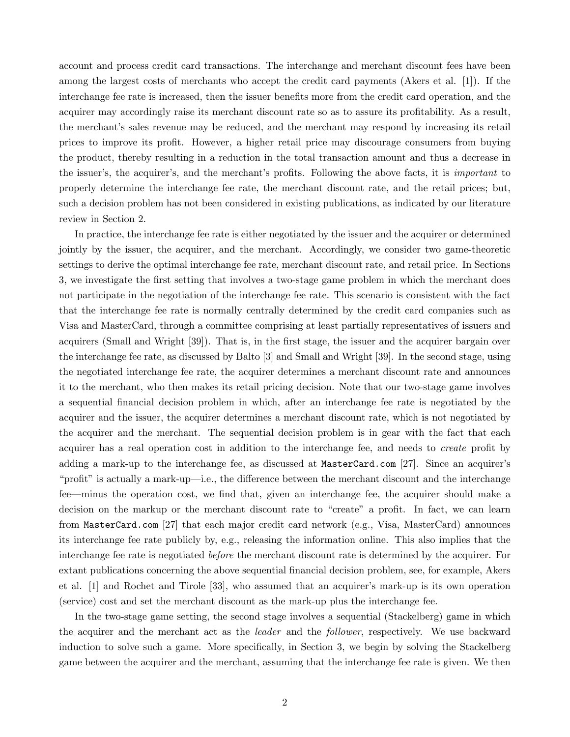account and process credit card transactions. The interchange and merchant discount fees have been among the largest costs of merchants who accept the credit card payments (Akers et al. [1]). If the interchange fee rate is increased, then the issuer benefits more from the credit card operation, and the acquirer may accordingly raise its merchant discount rate so as to assure its profitability. As a result, the merchant's sales revenue may be reduced, and the merchant may respond by increasing its retail prices to improve its profit. However, a higher retail price may discourage consumers from buying the product, thereby resulting in a reduction in the total transaction amount and thus a decrease in the issuer's, the acquirer's, and the merchant's profits. Following the above facts, it is *important* to properly determine the interchange fee rate, the merchant discount rate, and the retail prices; but, such a decision problem has not been considered in existing publications, as indicated by our literature review in Section 2.

In practice, the interchange fee rate is either negotiated by the issuer and the acquirer or determined jointly by the issuer, the acquirer, and the merchant. Accordingly, we consider two game-theoretic settings to derive the optimal interchange fee rate, merchant discount rate, and retail price. In Sections 3, we investigate the first setting that involves a two-stage game problem in which the merchant does not participate in the negotiation of the interchange fee rate. This scenario is consistent with the fact that the interchange fee rate is normally centrally determined by the credit card companies such as Visa and MasterCard, through a committee comprising at least partially representatives of issuers and acquirers (Small and Wright [39]). That is, in the first stage, the issuer and the acquirer bargain over the interchange fee rate, as discussed by Balto [3] and Small and Wright [39]. In the second stage, using the negotiated interchange fee rate, the acquirer determines a merchant discount rate and announces it to the merchant, who then makes its retail pricing decision. Note that our two-stage game involves a sequential financial decision problem in which, after an interchange fee rate is negotiated by the acquirer and the issuer, the acquirer determines a merchant discount rate, which is not negotiated by the acquirer and the merchant. The sequential decision problem is in gear with the fact that each acquirer has a real operation cost in addition to the interchange fee, and needs to *create* profit by adding a mark-up to the interchange fee, as discussed at `MasterCard.com` [27]. Since an acquirer's "profit" is actually a mark-up—i.e., the difference between the merchant discount and the interchange fee—minus the operation cost, we find that, given an interchange fee, the acquirer should make a decision on the markup or the merchant discount rate to "create" a profit. In fact, we can learn from `MasterCard.com` [27] that each major credit card network (e.g., Visa, MasterCard) announces its interchange fee rate publicly by, e.g., releasing the information online. This also implies that the interchange fee rate is negotiated *before* the merchant discount rate is determined by the acquirer. For extant publications concerning the above sequential financial decision problem, see, for example, Akers et al. [1] and Rochet and Tirole [33], who assumed that an acquirer's mark-up is its own operation (service) cost and set the merchant discount as the mark-up plus the interchange fee.

In the two-stage game setting, the second stage involves a sequential (Stackelberg) game in which the acquirer and the merchant act as the *leader* and the *follower*, respectively. We use backward induction to solve such a game. More specifically, in Section 3, we begin by solving the Stackelberg game between the acquirer and the merchant, assuming that the interchange fee rate is given. We then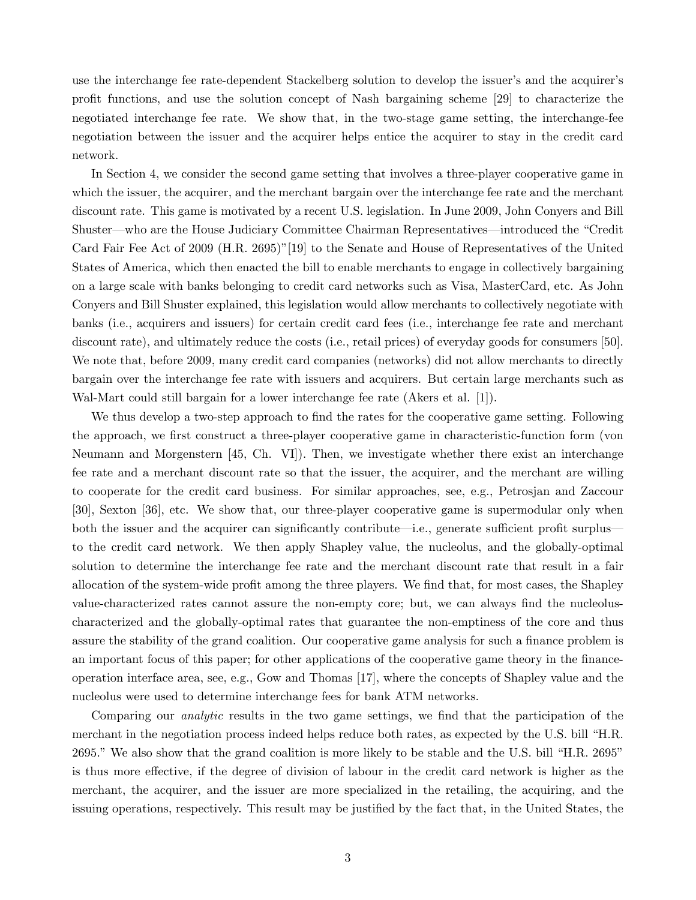use the interchange fee rate-dependent Stackelberg solution to develop the issuer's and the acquirer's profit functions, and use the solution concept of Nash bargaining scheme [29] to characterize the negotiated interchange fee rate. We show that, in the two-stage game setting, the interchange-fee negotiation between the issuer and the acquirer helps entice the acquirer to stay in the credit card network.

In Section 4, we consider the second game setting that involves a three-player cooperative game in which the issuer, the acquirer, and the merchant bargain over the interchange fee rate and the merchant discount rate. This game is motivated by a recent U.S. legislation. In June 2009, John Conyers and Bill Shuster—who are the House Judiciary Committee Chairman Representatives—introduced the "Credit Card Fair Fee Act of 2009 (H.R. 2695)"[19] to the Senate and House of Representatives of the United States of America, which then enacted the bill to enable merchants to engage in collectively bargaining on a large scale with banks belonging to credit card networks such as Visa, MasterCard, etc. As John Conyers and Bill Shuster explained, this legislation would allow merchants to collectively negotiate with banks (i.e., acquirers and issuers) for certain credit card fees (i.e., interchange fee rate and merchant discount rate), and ultimately reduce the costs (i.e., retail prices) of everyday goods for consumers [50]. We note that, before 2009, many credit card companies (networks) did not allow merchants to directly bargain over the interchange fee rate with issuers and acquirers. But certain large merchants such as Wal-Mart could still bargain for a lower interchange fee rate (Akers et al. [1]).

We thus develop a two-step approach to find the rates for the cooperative game setting. Following the approach, we first construct a three-player cooperative game in characteristic-function form (von Neumann and Morgenstern [45, Ch. VI]). Then, we investigate whether there exist an interchange fee rate and a merchant discount rate so that the issuer, the acquirer, and the merchant are willing to cooperate for the credit card business. For similar approaches, see, e.g., Petrosjan and Zaccour [30], Sexton [36], etc. We show that, our three-player cooperative game is supermodular only when both the issuer and the acquirer can significantly contribute—i.e., generate sufficient profit surplus—to the credit card network. We then apply Shapley value, the nucleolus, and the globally-optimal solution to determine the interchange fee rate and the merchant discount rate that result in a fair allocation of the system-wide profit among the three players. We find that, for most cases, the Shapley value-characterized rates cannot assure the non-empty core; but, we can always find the nucleolus-characterized and the globally-optimal rates that guarantee the non-emptiness of the core and thus assure the stability of the grand coalition. Our cooperative game analysis for such a finance problem is an important focus of this paper; for other applications of the cooperative game theory in the finance-operation interface area, see, e.g., Gow and Thomas [17], where the concepts of Shapley value and the nucleolus were used to determine interchange fees for bank ATM networks.

Comparing our *analytic* results in the two game settings, we find that the participation of the merchant in the negotiation process indeed helps reduce both rates, as expected by the U.S. bill "H.R. 2695." We also show that the grand coalition is more likely to be stable and the U.S. bill "H.R. 2695" is thus more effective, if the degree of division of labour in the credit card network is higher as the merchant, the acquirer, and the issuer are more specialized in the retailing, the acquiring, and the issuing operations, respectively. This result may be justified by the fact that, in the United States, the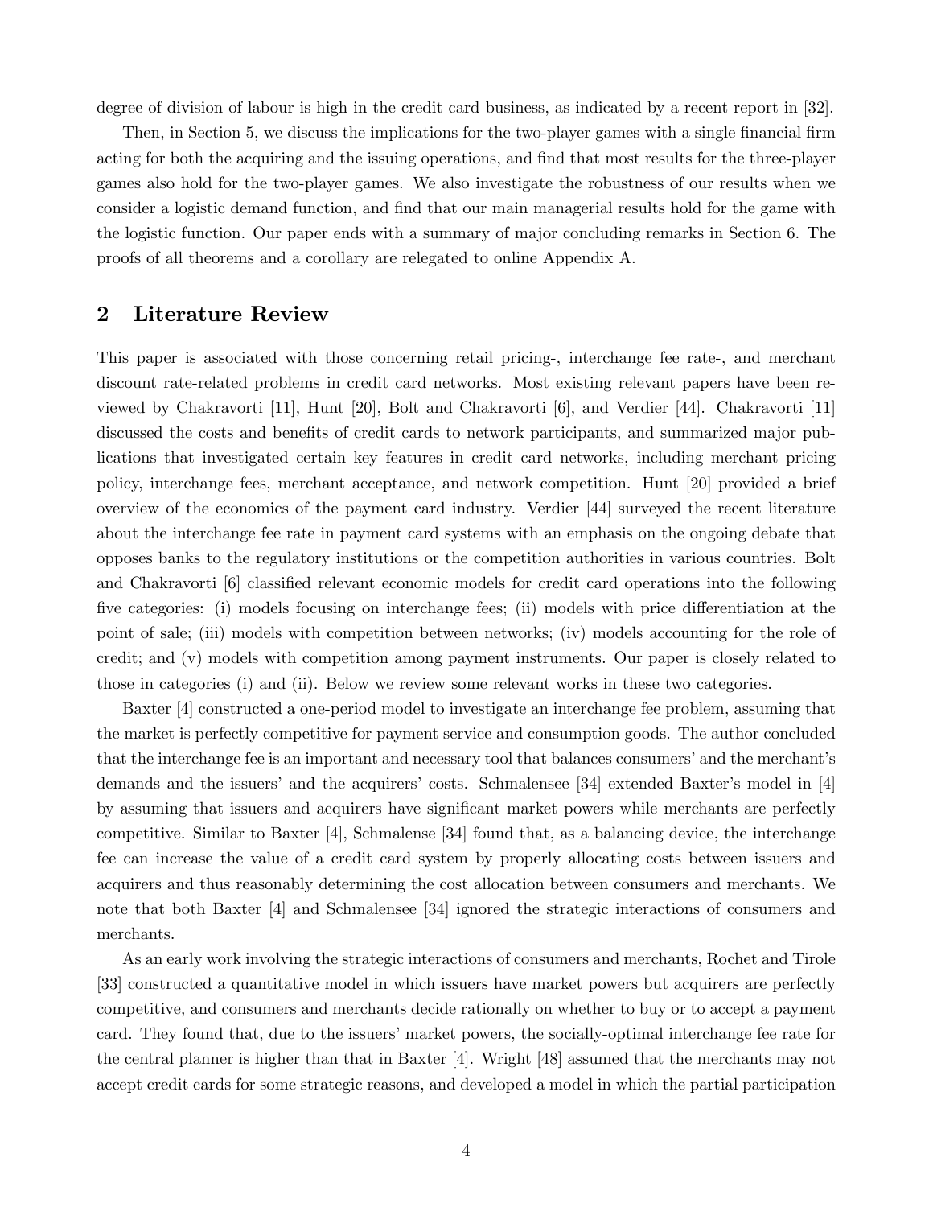degree of division of labour is high in the credit card business, as indicated by a recent report in [32].

Then, in Section 5, we discuss the implications for the two-player games with a single financial firm acting for both the acquiring and the issuing operations, and find that most results for the three-player games also hold for the two-player games. We also investigate the robustness of our results when we consider a logistic demand function, and find that our main managerial results hold for the game with the logistic function. Our paper ends with a summary of major concluding remarks in Section 6. The proofs of all theorems and a corollary are relegated to online Appendix A.

## 2 Literature Review

This paper is associated with those concerning retail pricing-, interchange fee rate-, and merchant discount rate-related problems in credit card networks. Most existing relevant papers have been reviewed by Chakravorti [11], Hunt [20], Bolt and Chakravorti [6], and Verdier [44]. Chakravorti [11] discussed the costs and benefits of credit cards to network participants, and summarized major publications that investigated certain key features in credit card networks, including merchant pricing policy, interchange fees, merchant acceptance, and network competition. Hunt [20] provided a brief overview of the economics of the payment card industry. Verdier [44] surveyed the recent literature about the interchange fee rate in payment card systems with an emphasis on the ongoing debate that opposes banks to the regulatory institutions or the competition authorities in various countries. Bolt and Chakravorti [6] classified relevant economic models for credit card operations into the following five categories: (i) models focusing on interchange fees; (ii) models with price differentiation at the point of sale; (iii) models with competition between networks; (iv) models accounting for the role of credit; and (v) models with competition among payment instruments. Our paper is closely related to those in categories (i) and (ii). Below we review some relevant works in these two categories.

Baxter [4] constructed a one-period model to investigate an interchange fee problem, assuming that the market is perfectly competitive for payment service and consumption goods. The author concluded that the interchange fee is an important and necessary tool that balances consumers' and the merchant's demands and the issuers' and the acquirers' costs. Schmalensee [34] extended Baxter's model in [4] by assuming that issuers and acquirers have significant market powers while merchants are perfectly competitive. Similar to Baxter [4], Schmalense [34] found that, as a balancing device, the interchange fee can increase the value of a credit card system by properly allocating costs between issuers and acquirers and thus reasonably determining the cost allocation between consumers and merchants. We note that both Baxter [4] and Schmalensee [34] ignored the strategic interactions of consumers and merchants.

As an early work involving the strategic interactions of consumers and merchants, Rochet and Tirole [33] constructed a quantitative model in which issuers have market powers but acquirers are perfectly competitive, and consumers and merchants decide rationally on whether to buy or to accept a payment card. They found that, due to the issuers' market powers, the socially-optimal interchange fee rate for the central planner is higher than that in Baxter [4]. Wright [48] assumed that the merchants may not accept credit cards for some strategic reasons, and developed a model in which the partial participation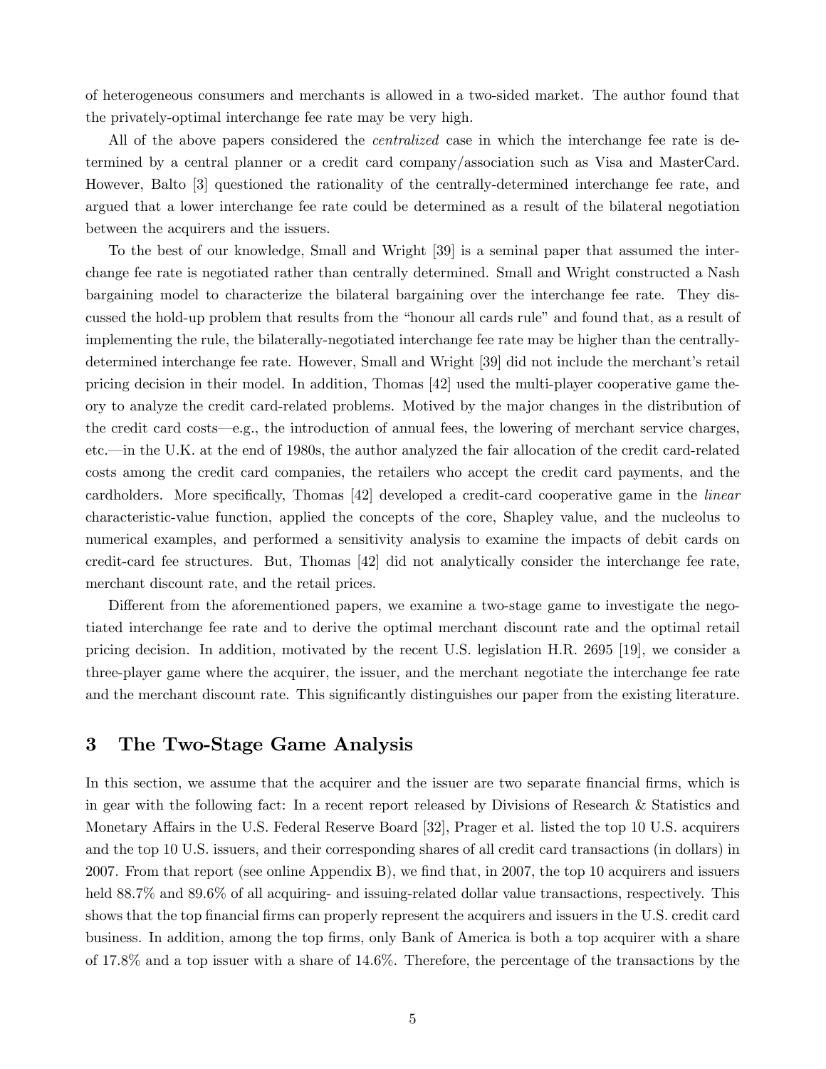of heterogeneous consumers and merchants is allowed in a two-sided market. The author found that the privately-optimal interchange fee rate may be very high.

All of the above papers considered the *centralized* case in which the interchange fee rate is determined by a central planner or a credit card company/association such as Visa and MasterCard. However, Balto [3] questioned the rationality of the centrally-determined interchange fee rate, and argued that a lower interchange fee rate could be determined as a result of the bilateral negotiation between the acquirers and the issuers.

To the best of our knowledge, Small and Wright [39] is a seminal paper that assumed the interchange fee rate is negotiated rather than centrally determined. Small and Wright constructed a Nash bargaining model to characterize the bilateral bargaining over the interchange fee rate. They discussed the hold-up problem that results from the "honour all cards rule" and found that, as a result of implementing the rule, the bilaterally-negotiated interchange fee rate may be higher than the centrally-determined interchange fee rate. However, Small and Wright [39] did not include the merchant's retail pricing decision in their model. In addition, Thomas [42] used the multi-player cooperative game theory to analyze the credit card-related problems. Motived by the major changes in the distribution of the credit card costs—e.g., the introduction of annual fees, the lowering of merchant service charges, etc.—in the U.K. at the end of 1980s, the author analyzed the fair allocation of the credit card-related costs among the credit card companies, the retailers who accept the credit card payments, and the cardholders. More specifically, Thomas [42] developed a credit-card cooperative game in the *linear* characteristic-value function, applied the concepts of the core, Shapley value, and the nucleolus to numerical examples, and performed a sensitivity analysis to examine the impacts of debit cards on credit-card fee structures. But, Thomas [42] did not analytically consider the interchange fee rate, merchant discount rate, and the retail prices.

Different from the aforementioned papers, we examine a two-stage game to investigate the negotiated interchange fee rate and to derive the optimal merchant discount rate and the optimal retail pricing decision. In addition, motivated by the recent U.S. legislation H.R. 2695 [19], we consider a three-player game where the acquirer, the issuer, and the merchant negotiate the interchange fee rate and the merchant discount rate. This significantly distinguishes our paper from the existing literature.

## 3 The Two-Stage Game Analysis

In this section, we assume that the acquirer and the issuer are two separate financial firms, which is in gear with the following fact: In a recent report released by Divisions of Research & Statistics and Monetary Affairs in the U.S. Federal Reserve Board [32], Prager et al. listed the top 10 U.S. acquirers and the top 10 U.S. issuers, and their corresponding shares of all credit card transactions (in dollars) in 2007. From that report (see online Appendix B), we find that, in 2007, the top 10 acquirers and issuers held 88.7% and 89.6% of all acquiring- and issuing-related dollar value transactions, respectively. This shows that the top financial firms can properly represent the acquirers and issuers in the U.S. credit card business. In addition, among the top firms, only Bank of America is both a top acquirer with a share of 17.8% and a top issuer with a share of 14.6%. Therefore, the percentage of the transactions by the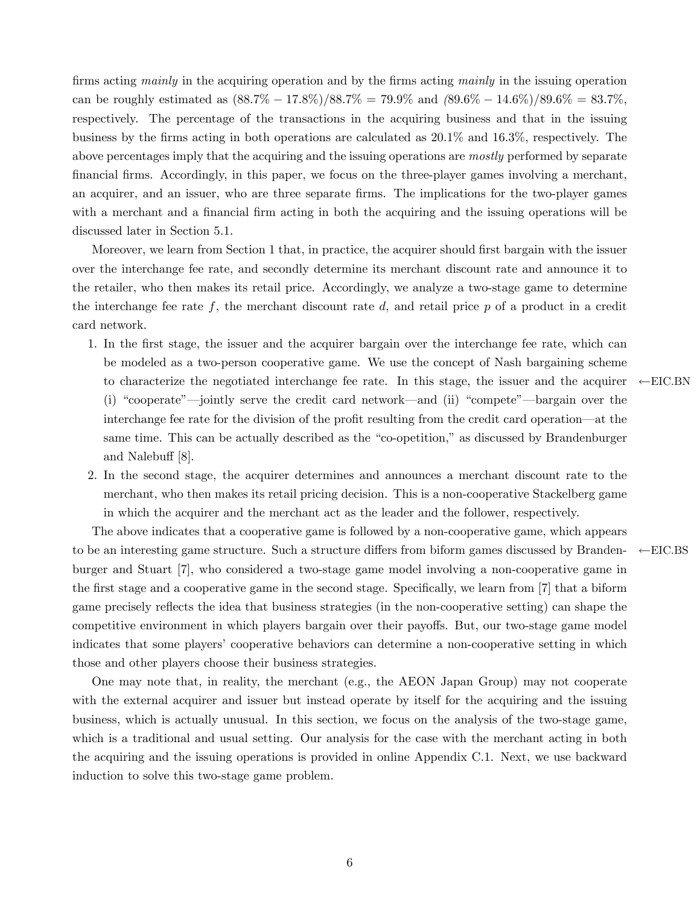firms acting *mainly* in the acquiring operation and by the firms acting *mainly* in the issuing operation can be roughly estimated as $(88.7\% - 17.8\%)/88.7\% = 79.9\%$ and $(89.6\% - 14.6\%)/89.6\% = 83.7\%$, respectively. The percentage of the transactions in the acquiring business and that in the issuing business by the firms acting in both operations are calculated as 20.1% and 16.3%, respectively. The above percentages imply that the acquiring and the issuing operations are *mostly* performed by separate financial firms. Accordingly, in this paper, we focus on the three-player games involving a merchant, an acquirer, and an issuer, who are three separate firms. The implications for the two-player games with a merchant and a financial firm acting in both the acquiring and the issuing operations will be discussed later in Section 5.1.

Moreover, we learn from Section 1 that, in practice, the acquirer should first bargain with the issuer over the interchange fee rate, and secondly determine its merchant discount rate and announce it to the retailer, who then makes its retail price. Accordingly, we analyze a two-stage game to determine the interchange fee rate $f$, the merchant discount rate $d$, and retail price $p$ of a product in a credit card network.

1. In the first stage, the issuer and the acquirer bargain over the interchange fee rate, which can be modeled as a two-person cooperative game. We use the concept of Nash bargaining scheme to characterize the negotiated interchange fee rate. In this stage, the issuer and the acquirer (i) "cooperate"—jointly serve the credit card network—and (ii) "compete"—bargain over the interchange fee rate for the division of the profit resulting from the credit card operation—at the same time. This can be actually described as the "co-opetition," as discussed by Brandenburger and Nalebuff [8]. ←EIC.BN
2. In the second stage, the acquirer determines and announces a merchant discount rate to the merchant, who then makes its retail pricing decision. This is a non-cooperative Stackelberg game in which the acquirer and the merchant act as the leader and the follower, respectively.

The above indicates that a cooperative game is followed by a non-cooperative game, which appears to be an interesting game structure. Such a structure differs from biform games discussed by Brandenburger and Stuart [7], who considered a two-stage game model involving a non-cooperative game in the first stage and a cooperative game in the second stage. Specifically, we learn from [7] that a biform game precisely reflects the idea that business strategies (in the non-cooperative setting) can shape the competitive environment in which players bargain over their payoffs. But, our two-stage game model indicates that some players' cooperative behaviors can determine a non-cooperative setting in which those and other players choose their business strategies. ←EIC.BS

One may note that, in reality, the merchant (e.g., the AEON Japan Group) may not cooperate with the external acquirer and issuer but instead operate by itself for the acquiring and the issuing business, which is actually unusual. In this section, we focus on the analysis of the two-stage game, which is a traditional and usual setting. Our analysis for the case with the merchant acting in both the acquiring and the issuing operations is provided in online Appendix C.1. Next, we use backward induction to solve this two-stage game problem.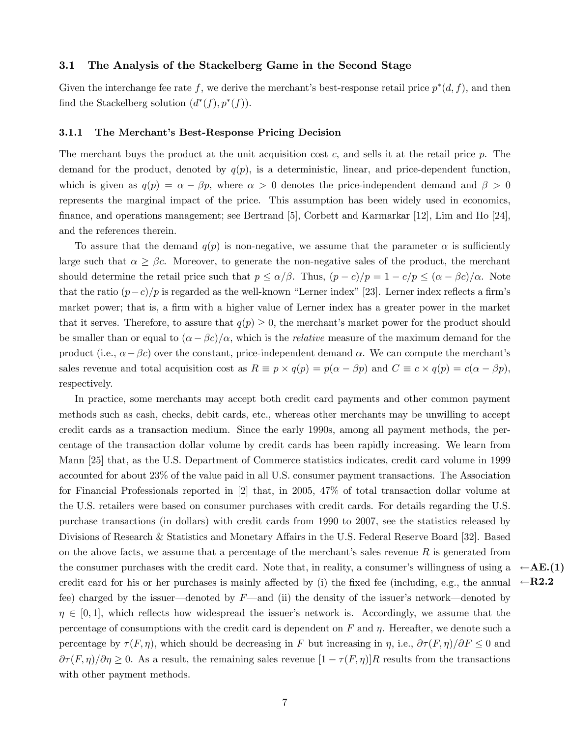## 3.1 The Analysis of the Stackelberg Game in the Second Stage

Given the interchange fee rate $f$, we derive the merchant's best-response retail price $p^*(d, f)$, and then find the Stackelberg solution $(d^*(f), p^*(f))$.

### 3.1.1 The Merchant's Best-Response Pricing Decision

The merchant buys the product at the unit acquisition cost $c$, and sells it at the retail price $p$. The demand for the product, denoted by $q(p)$, is a deterministic, linear, and price-dependent function, which is given as $q(p) = \alpha - \beta p$, where $\alpha > 0$ denotes the price-independent demand and $\beta > 0$ represents the marginal impact of the price. This assumption has been widely used in economics, finance, and operations management; see Bertrand [5], Corbett and Karmarkar [12], Lim and Ho [24], and the references therein.

To assure that the demand $q(p)$ is non-negative, we assume that the parameter $\alpha$ is sufficiently large such that $\alpha \geq \beta c$. Moreover, to generate the non-negative sales of the product, the merchant should determine the retail price such that $p \leq \alpha/\beta$. Thus, $(p - c)/p = 1 - c/p \leq (\alpha - \beta c)/\alpha$. Note that the ratio $(p-c)/p$ is regarded as the well-known "Lerner index" [23]. Lerner index reflects a firm's market power; that is, a firm with a higher value of Lerner index has a greater power in the market that it serves. Therefore, to assure that $q(p) \geq 0$, the merchant's market power for the product should be smaller than or equal to $(\alpha - \beta c)/\alpha$, which is the *relative* measure of the maximum demand for the product (i.e., $\alpha - \beta c$) over the constant, price-independent demand $\alpha$. We can compute the merchant's sales revenue and total acquisition cost as $R \equiv p \times q(p) = p(\alpha - \beta p)$ and $C \equiv c \times q(p) = c(\alpha - \beta p)$, respectively.

In practice, some merchants may accept both credit card payments and other common payment methods such as cash, checks, debit cards, etc., whereas other merchants may be unwilling to accept credit cards as a transaction medium. Since the early 1990s, among all payment methods, the percentage of the transaction dollar volume by credit cards has been rapidly increasing. We learn from Mann [25] that, as the U.S. Department of Commerce statistics indicates, credit card volume in 1999 accounted for about 23% of the value paid in all U.S. consumer payment transactions. The Association for Financial Professionals reported in [2] that, in 2005, 47% of total transaction dollar volume at the U.S. retailers were based on consumer purchases with credit cards. For details regarding the U.S. purchase transactions (in dollars) with credit cards from 1990 to 2007, see the statistics released by Divisions of Research & Statistics and Monetary Affairs in the U.S. Federal Reserve Board [32]. Based on the above facts, we assume that a percentage of the merchant's sales revenue $R$ is generated from the consumer purchases with the credit card. Note that, in reality, a consumer's willingness of using a credit card for his or her purchases is mainly affected by (i) the fixed fee (including, e.g., the annual fee) charged by the issuer—denoted by $F$—and (ii) the density of the issuer's network—denoted by $\eta \in [0, 1]$, which reflects how widespread the issuer's network is. Accordingly, we assume that the percentage of consumptions with the credit card is dependent on $F$ and $\eta$. Hereafter, we denote such a percentage by $\tau(F, \eta)$, which should be decreasing in $F$ but increasing in $\eta$, i.e., $\partial\tau(F, \eta)/\partial F \leq 0$ and $\partial\tau(F, \eta)/\partial\eta \geq 0$. As a result, the remaining sales revenue $[1 - \tau(F, \eta)]R$ results from the transactions with other payment methods.

←**AE.(1)**
←**R2.2**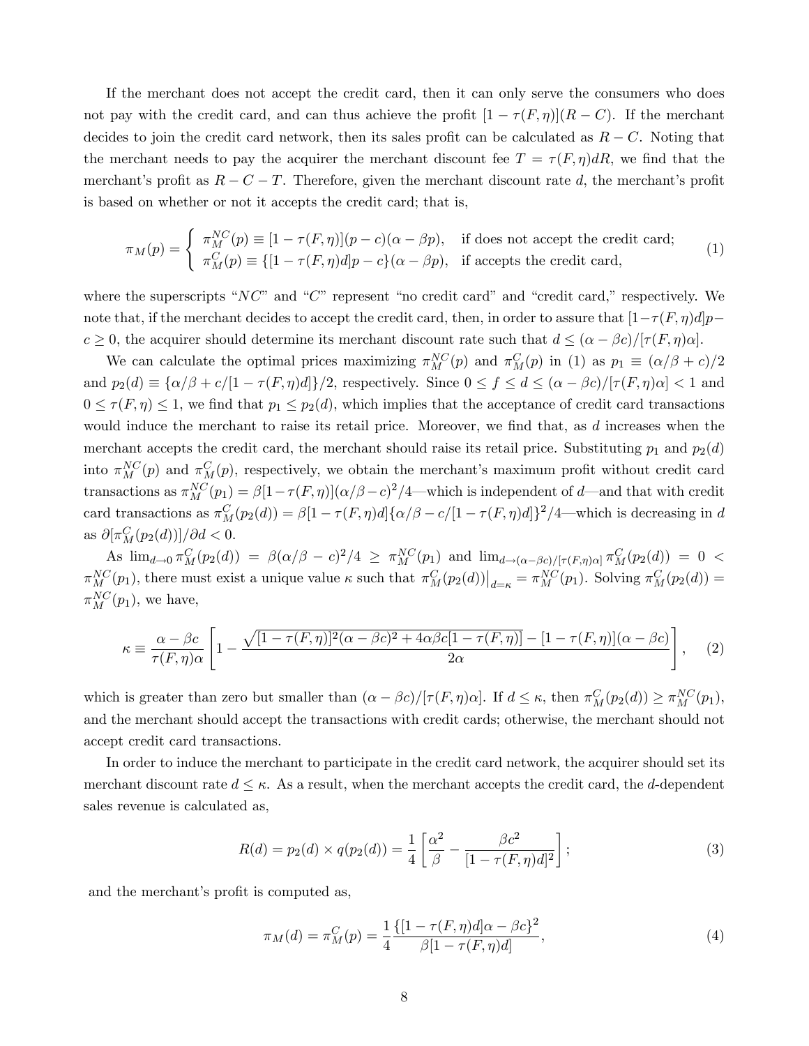If the merchant does not accept the credit card, then it can only serve the consumers who does not pay with the credit card, and can thus achieve the profit $[1 - \tau(F, \eta)](R - C)$. If the merchant decides to join the credit card network, then its sales profit can be calculated as $R - C$. Noting that the merchant needs to pay the acquirer the merchant discount fee $T = \tau(F, \eta)dR$, we find that the merchant's profit as $R - C - T$. Therefore, given the merchant discount rate $d$, the merchant's profit is based on whether or not it accepts the credit card; that is,

$$\pi_M(p) = \begin{cases} \pi_M^{NC}(p) \equiv [1 - \tau(F, \eta)](p - c)(\alpha - \beta p), & \text{if does not accept the credit card;} \\ \pi_M^{C}(p) \equiv \{[1 - \tau(F, \eta)d]p - c\}(\alpha - \beta p), & \text{if accepts the credit card,} \end{cases} \tag{1}$$

where the superscripts "$NC$" and "$C$" represent "no credit card" and "credit card," respectively. We note that, if the merchant decides to accept the credit card, then, in order to assure that $[1-\tau(F, \eta)d]p - c \geq 0$, the acquirer should determine its merchant discount rate such that $d \leq (\alpha - \beta c)/[\tau(F, \eta)\alpha]$.

We can calculate the optimal prices maximizing $\pi_M^{NC}(p)$ and $\pi_M^{C}(p)$ in (1) as $p_1 \equiv (\alpha/\beta + c)/2$ and $p_2(d) \equiv \{\alpha/\beta + c/[1 - \tau(F, \eta)d]\}/2$, respectively. Since $0 \leq f \leq d \leq (\alpha - \beta c)/[\tau(F, \eta)\alpha] < 1$ and $0 \leq \tau(F, \eta) \leq 1$, we find that $p_1 \leq p_2(d)$, which implies that the acceptance of credit card transactions would induce the merchant to raise its retail price. Moreover, we find that, as $d$ increases when the merchant accepts the credit card, the merchant should raise its retail price. Substituting $p_1$ and $p_2(d)$ into $\pi_M^{NC}(p)$ and $\pi_M^{C}(p)$, respectively, we obtain the merchant's maximum profit without credit card transactions as $\pi_M^{NC}(p_1) = \beta[1 - \tau(F, \eta)](\alpha/\beta - c)^2/4$—which is independent of $d$—and that with credit card transactions as $\pi_M^{C}(p_2(d)) = \beta[1 - \tau(F, \eta)d]\{\alpha/\beta - c/[1 - \tau(F, \eta)d]\}^2/4$—which is decreasing in $d$ as $\partial[\pi_M^{C}(p_2(d))]/\partial d < 0$.

As $\lim_{d \to 0} \pi_M^{C}(p_2(d)) = \beta(\alpha/\beta - c)^2/4 \geq \pi_M^{NC}(p_1)$ and $\lim_{d \to (\alpha - \beta c)/[\tau(F,\eta)\alpha]} \pi_M^{C}(p_2(d)) = 0 < \pi_M^{NC}(p_1)$, there must exist a unique value $\kappa$ such that $\pi_M^{C}(p_2(d))\big|_{d=\kappa} = \pi_M^{NC}(p_1)$. Solving $\pi_M^{C}(p_2(d)) = \pi_M^{NC}(p_1)$, we have,

$$\kappa \equiv \frac{\alpha - \beta c}{\tau(F, \eta)\alpha} \left[ 1 - \frac{\sqrt{[1 - \tau(F, \eta)]^2(\alpha - \beta c)^2 + 4\alpha\beta c[1 - \tau(F, \eta)]} - [1 - \tau(F, \eta)](\alpha - \beta c)}{2\alpha} \right], \tag{2}$$

which is greater than zero but smaller than $(\alpha - \beta c)/[\tau(F, \eta)\alpha]$. If $d \leq \kappa$, then $\pi_M^{C}(p_2(d)) \geq \pi_M^{NC}(p_1)$, and the merchant should accept the transactions with credit cards; otherwise, the merchant should not accept credit card transactions.

In order to induce the merchant to participate in the credit card network, the acquirer should set its merchant discount rate $d \leq \kappa$. As a result, when the merchant accepts the credit card, the $d$-dependent sales revenue is calculated as,

$$R(d) = p_2(d) \times q(p_2(d)) = \frac{1}{4} \left[ \frac{\alpha^2}{\beta} - \frac{\beta c^2}{[1 - \tau(F, \eta)d]^2} \right]; \tag{3}$$

and the merchant's profit is computed as,

$$\pi_M(d) = \pi_M^{C}(p) = \frac{1}{4} \frac{\{[1 - \tau(F, \eta)d]\alpha - \beta c\}^2}{\beta[1 - \tau(F, \eta)d]}, \tag{4}$$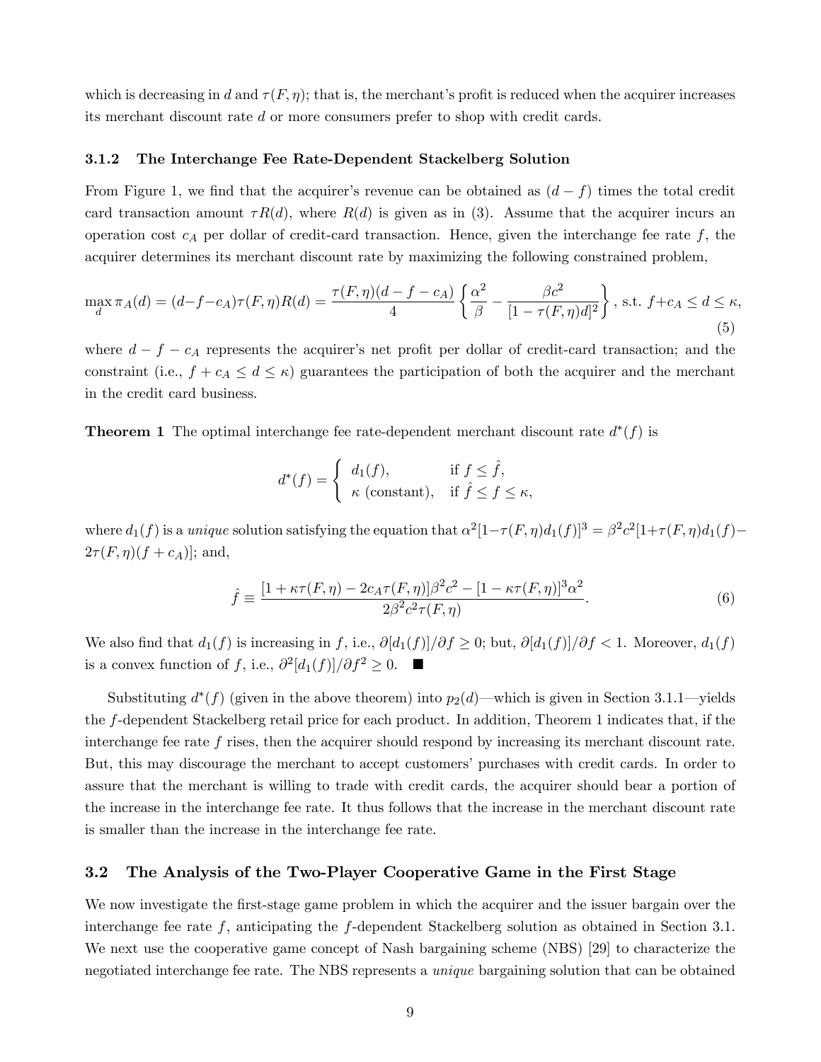which is decreasing in $d$ and $\tau(F, \eta)$; that is, the merchant's profit is reduced when the acquirer increases its merchant discount rate $d$ or more consumers prefer to shop with credit cards.

### 3.1.2 The Interchange Fee Rate-Dependent Stackelberg Solution

From Figure 1, we find that the acquirer's revenue can be obtained as $(d - f)$ times the total credit card transaction amount $\tau R(d)$, where $R(d)$ is given as in (3). Assume that the acquirer incurs an operation cost $c_A$ per dollar of credit-card transaction. Hence, given the interchange fee rate $f$, the acquirer determines its merchant discount rate by maximizing the following constrained problem,

$$\max_{d} \pi_A(d) = (d - f - c_A)\tau(F, \eta)R(d) = \frac{\tau(F, \eta)(d - f - c_A)}{4} \left\{ \frac{\alpha^2}{\beta} - \frac{\beta c^2}{[1 - \tau(F, \eta)d]^2} \right\}, \text{ s.t. } f + c_A \leq d \leq \kappa, \tag{5}$$

where $d - f - c_A$ represents the acquirer's net profit per dollar of credit-card transaction; and the constraint (i.e., $f + c_A \leq d \leq \kappa$) guarantees the participation of both the acquirer and the merchant in the credit card business.

**Theorem 1** The optimal interchange fee rate-dependent merchant discount rate $d^*(f)$ is

$$d^*(f) = \begin{cases} d_1(f), & \text{if } f \leq \hat{f}, \\ \kappa \text{ (constant)}, & \text{if } \hat{f} \leq f \leq \kappa, \end{cases}$$

where $d_1(f)$ is a *unique* solution satisfying the equation that $\alpha^2[1 - \tau(F, \eta)d_1(f)]^3 = \beta^2 c^2 [1 + \tau(F, \eta)d_1(f) - 2\tau(F, \eta)(f + c_A)]$; and,

$$\hat{f} \equiv \frac{[1 + \kappa\tau(F, \eta) - 2c_A\tau(F, \eta)]\beta^2 c^2 - [1 - \kappa\tau(F, \eta)]^3 \alpha^2}{2\beta^2 c^2 \tau(F, \eta)}. \tag{6}$$

We also find that $d_1(f)$ is increasing in $f$, i.e., $\partial[d_1(f)]/\partial f \geq 0$; but, $\partial[d_1(f)]/\partial f < 1$. Moreover, $d_1(f)$ is a convex function of $f$, i.e., $\partial^2[d_1(f)]/\partial f^2 \geq 0$. ■

Substituting $d^*(f)$ (given in the above theorem) into $p_2(d)$—which is given in Section 3.1.1—yields the $f$-dependent Stackelberg retail price for each product. In addition, Theorem 1 indicates that, if the interchange fee rate $f$ rises, then the acquirer should respond by increasing its merchant discount rate. But, this may discourage the merchant to accept customers' purchases with credit cards. In order to assure that the merchant is willing to trade with credit cards, the acquirer should bear a portion of the increase in the interchange fee rate. It thus follows that the increase in the merchant discount rate is smaller than the increase in the interchange fee rate.

## 3.2 The Analysis of the Two-Player Cooperative Game in the First Stage

We now investigate the first-stage game problem in which the acquirer and the issuer bargain over the interchange fee rate $f$, anticipating the $f$-dependent Stackelberg solution as obtained in Section 3.1. We next use the cooperative game concept of Nash bargaining scheme (NBS) [29] to characterize the negotiated interchange fee rate. The NBS represents a *unique* bargaining solution that can be obtained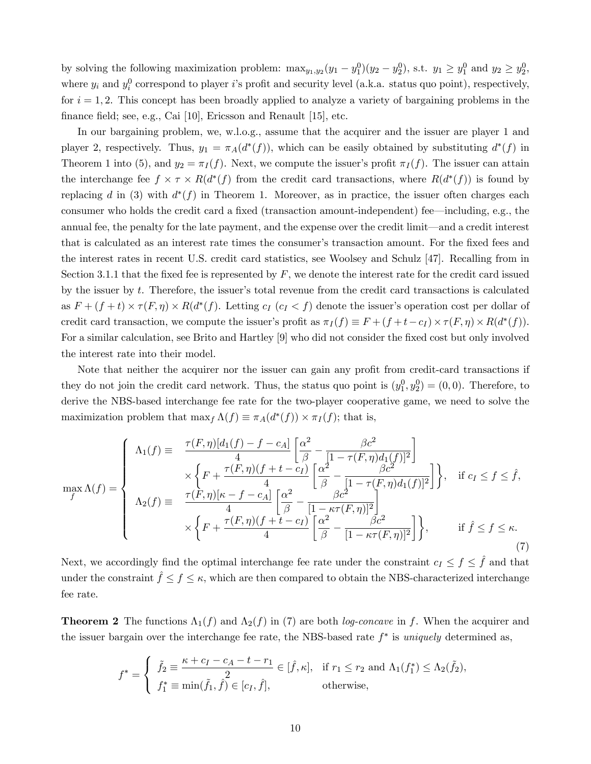by solving the following maximization problem: $\max_{y_1,y_2}(y_1 - y_1^0)(y_2 - y_2^0)$, s.t. $y_1 \geq y_1^0$ and $y_2 \geq y_2^0$, where $y_i$ and $y_i^0$ correspond to player $i$'s profit and security level (a.k.a. status quo point), respectively, for $i = 1, 2$. This concept has been broadly applied to analyze a variety of bargaining problems in the finance field; see, e.g., Cai [10], Ericsson and Renault [15], etc.

In our bargaining problem, we, w.l.o.g., assume that the acquirer and the issuer are player 1 and player 2, respectively. Thus, $y_1 = \pi_A(d^*(f))$, which can be easily obtained by substituting $d^*(f)$ in Theorem 1 into (5), and $y_2 = \pi_I(f)$. Next, we compute the issuer's profit $\pi_I(f)$. The issuer can attain the interchange fee $f \times \tau \times R(d^*(f)$ from the credit card transactions, where $R(d^*(f))$ is found by replacing $d$ in (3) with $d^*(f)$ in Theorem 1. Moreover, as in practice, the issuer often charges each consumer who holds the credit card a fixed (transaction amount-independent) fee—including, e.g., the annual fee, the penalty for the late payment, and the expense over the credit limit—and a credit interest that is calculated as an interest rate times the consumer's transaction amount. For the fixed fees and the interest rates in recent U.S. credit card statistics, see Woolsey and Schulz [47]. Recalling from in Section 3.1.1 that the fixed fee is represented by $F$, we denote the interest rate for the credit card issued by the issuer by $t$. Therefore, the issuer's total revenue from the credit card transactions is calculated as $F + (f + t) \times \tau(F, \eta) \times R(d^*(f)$. Letting $c_I$ ($c_I < f$) denote the issuer's operation cost per dollar of credit card transaction, we compute the issuer's profit as $\pi_I(f) \equiv F + (f + t - c_I) \times \tau(F, \eta) \times R(d^*(f))$. For a similar calculation, see Brito and Hartley [9] who did not consider the fixed cost but only involved the interest rate into their model.

Note that neither the acquirer nor the issuer can gain any profit from credit-card transactions if they do not join the credit card network. Thus, the status quo point is $(y_1^0, y_2^0) = (0, 0)$. Therefore, to derive the NBS-based interchange fee rate for the two-player cooperative game, we need to solve the maximization problem that $\max_f \Lambda(f) \equiv \pi_A(d^*(f)) \times \pi_I(f)$; that is,

$$
\max_f \Lambda(f) = \begin{cases} \Lambda_1(f) \equiv & \dfrac{\tau(F,\eta)[d_1(f) - f - c_A]}{4}\left[\dfrac{\alpha^2}{\beta} - \dfrac{\beta c^2}{[1-\tau(F,\eta)d_1(f)]^2}\right] \\ & \times \left\{F + \dfrac{\tau(F,\eta)(f+t-c_I)}{4}\left[\dfrac{\alpha^2}{\beta} - \dfrac{\beta c^2}{[1-\tau(F,\eta)d_1(f)]^2}\right]\right\}, \quad \text{if } c_I \leq f \leq \hat{f}, \\ \Lambda_2(f) \equiv & \dfrac{\tau(F,\eta)[\kappa - f - c_A]}{4}\left[\dfrac{\alpha^2}{\beta} - \dfrac{\beta c^2}{[1-\kappa\tau(F,\eta)]^2}\right] \\ & \times \left\{F + \dfrac{\tau(F,\eta)(f+t-c_I)}{4}\left[\dfrac{\alpha^2}{\beta} - \dfrac{\beta c^2}{[1-\kappa\tau(F,\eta)]^2}\right]\right\}, \quad \text{if } \hat{f} \leq f \leq \kappa. \end{cases} \tag{7}
$$

Next, we accordingly find the optimal interchange fee rate under the constraint $c_I \leq f \leq \hat{f}$ and that under the constraint $\hat{f} \leq f \leq \kappa$, which are then compared to obtain the NBS-characterized interchange fee rate.

**Theorem 2** The functions $\Lambda_1(f)$ and $\Lambda_2(f)$ in (7) are both *log-concave* in $f$. When the acquirer and the issuer bargain over the interchange fee rate, the NBS-based rate $f^*$ is *uniquely* determined as,

$$
f^* = \begin{cases} \tilde{f}_2 \equiv \dfrac{\kappa + c_I - c_A - t - r_1}{2} \in [\hat{f}, \kappa], & \text{if } r_1 \leq r_2 \text{ and } \Lambda_1(f_1^*) \leq \Lambda_2(\tilde{f}_2), \\ f_1^* \equiv \min(\tilde{f}_1, \hat{f}) \in [c_I, \hat{f}], & \text{otherwise,} \end{cases}
$$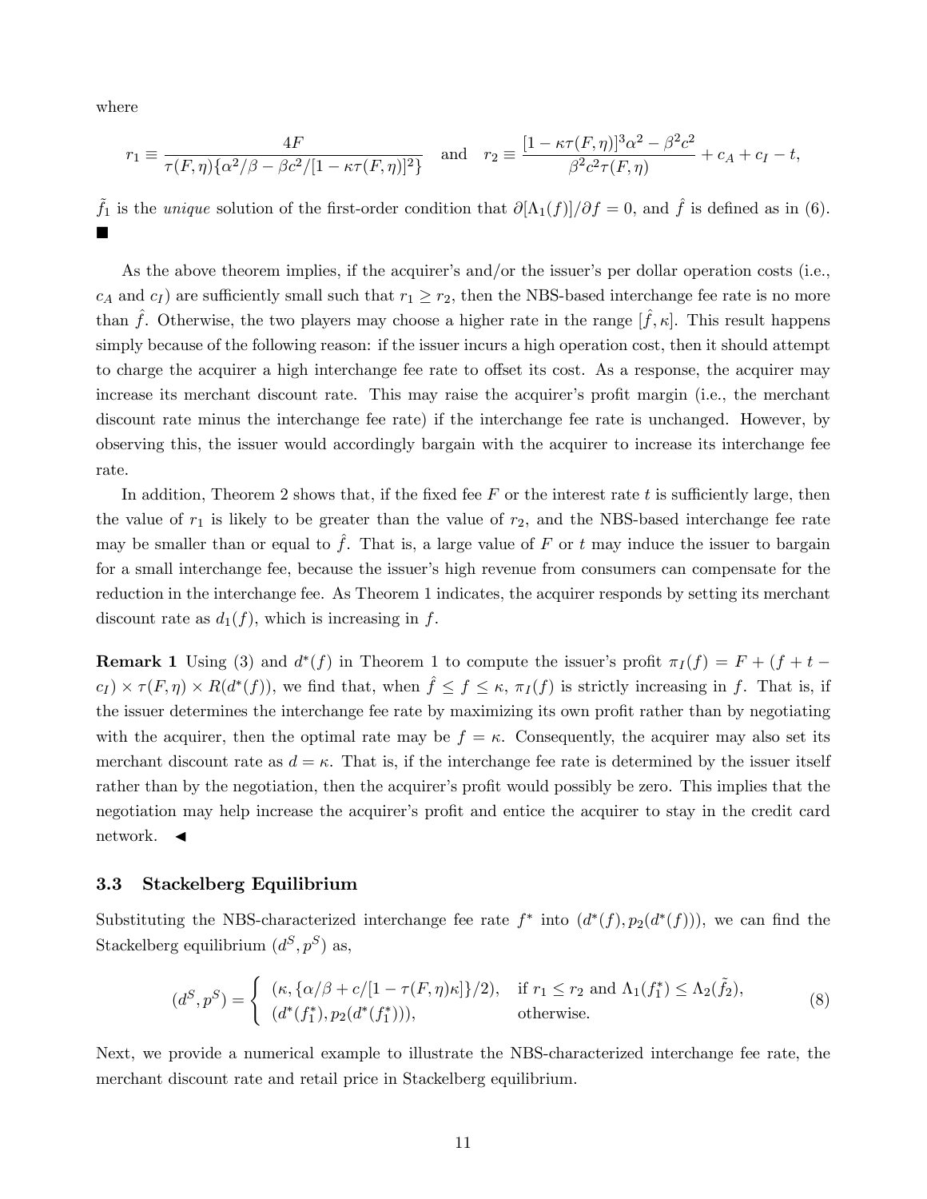where

$$r_1 \equiv \frac{4F}{\tau(F,\eta)\{\alpha^2/\beta - \beta c^2/[1-\kappa\tau(F,\eta)]^2\}} \quad \text{and} \quad r_2 \equiv \frac{[1-\kappa\tau(F,\eta)]^3\alpha^2 - \beta^2 c^2}{\beta^2 c^2 \tau(F,\eta)} + c_A + c_I - t,$$

$\tilde{f}_1$ is the *unique* solution of the first-order condition that $\partial[\Lambda_1(f)]/\partial f = 0$, and $\hat{f}$ is defined as in (6). ■

As the above theorem implies, if the acquirer's and/or the issuer's per dollar operation costs (i.e., $c_A$ and $c_I$) are sufficiently small such that $r_1 \geq r_2$, then the NBS-based interchange fee rate is no more than $\hat{f}$. Otherwise, the two players may choose a higher rate in the range $[\hat{f}, \kappa]$. This result happens simply because of the following reason: if the issuer incurs a high operation cost, then it should attempt to charge the acquirer a high interchange fee rate to offset its cost. As a response, the acquirer may increase its merchant discount rate. This may raise the acquirer's profit margin (i.e., the merchant discount rate minus the interchange fee rate) if the interchange fee rate is unchanged. However, by observing this, the issuer would accordingly bargain with the acquirer to increase its interchange fee rate.

In addition, Theorem 2 shows that, if the fixed fee $F$ or the interest rate $t$ is sufficiently large, then the value of $r_1$ is likely to be greater than the value of $r_2$, and the NBS-based interchange fee rate may be smaller than or equal to $\hat{f}$. That is, a large value of $F$ or $t$ may induce the issuer to bargain for a small interchange fee, because the issuer's high revenue from consumers can compensate for the reduction in the interchange fee. As Theorem 1 indicates, the acquirer responds by setting its merchant discount rate as $d_1(f)$, which is increasing in $f$.

**Remark 1** Using (3) and $d^*(f)$ in Theorem 1 to compute the issuer's profit $\pi_I(f) = F + (f + t - c_I) \times \tau(F,\eta) \times R(d^*(f))$, we find that, when $\hat{f} \leq f \leq \kappa$, $\pi_I(f)$ is strictly increasing in $f$. That is, if the issuer determines the interchange fee rate by maximizing its own profit rather than by negotiating with the acquirer, then the optimal rate may be $f = \kappa$. Consequently, the acquirer may also set its merchant discount rate as $d = \kappa$. That is, if the interchange fee rate is determined by the issuer itself rather than by the negotiation, then the acquirer's profit would possibly be zero. This implies that the negotiation may help increase the acquirer's profit and entice the acquirer to stay in the credit card network. ◄

### 3.3 Stackelberg Equilibrium

Substituting the NBS-characterized interchange fee rate $f^*$ into $(d^*(f), p_2(d^*(f)))$, we can find the Stackelberg equilibrium $(d^S, p^S)$ as,

$$(d^S, p^S) = \begin{cases} (\kappa, \{\alpha/\beta + c/[1-\tau(F,\eta)\kappa]\}/2), & \text{if } r_1 \leq r_2 \text{ and } \Lambda_1(f_1^*) \leq \Lambda_2(\tilde{f}_2), \\ (d^*(f_1^*), p_2(d^*(f_1^*))), & \text{otherwise.} \end{cases} \tag{8}$$

Next, we provide a numerical example to illustrate the NBS-characterized interchange fee rate, the merchant discount rate and retail price in Stackelberg equilibrium.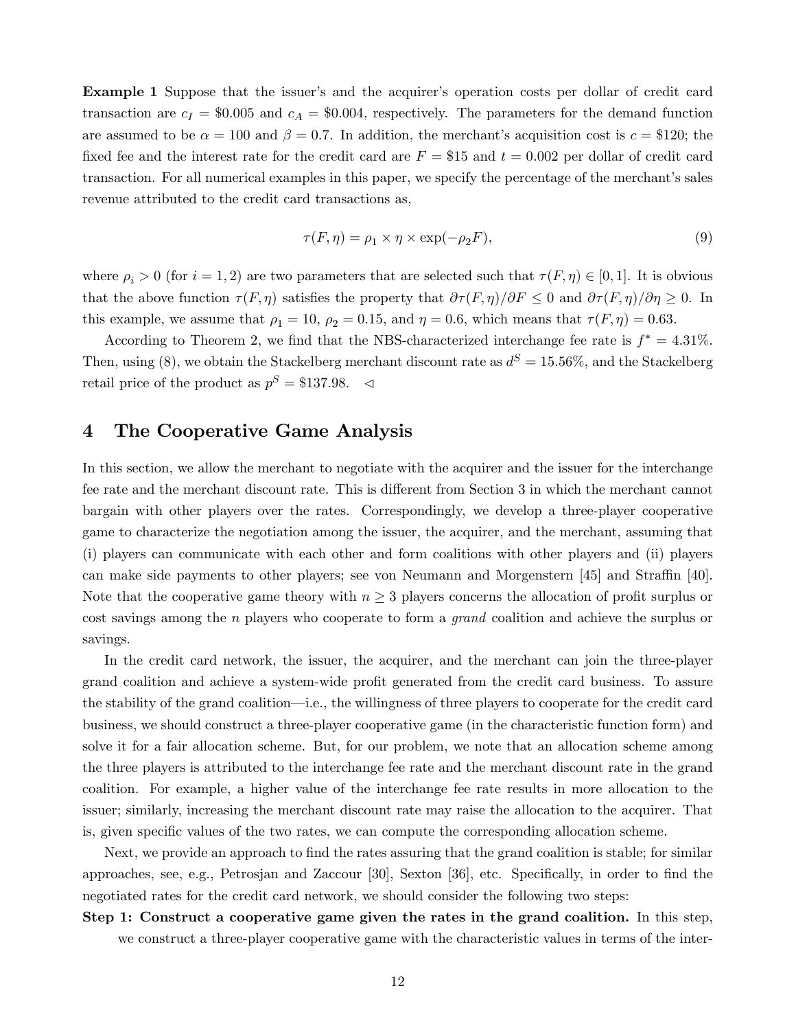**Example 1** Suppose that the issuer's and the acquirer's operation costs per dollar of credit card transaction are $c_I = \$0.005$ and $c_A = \$0.004$, respectively. The parameters for the demand function are assumed to be $\alpha = 100$ and $\beta = 0.7$. In addition, the merchant's acquisition cost is $c = \$120$; the fixed fee and the interest rate for the credit card are $F = \$15$ and $t = 0.002$ per dollar of credit card transaction. For all numerical examples in this paper, we specify the percentage of the merchant's sales revenue attributed to the credit card transactions as,

$$\tau(F, \eta) = \rho_1 \times \eta \times \exp(-\rho_2 F), \tag{9}$$

where $\rho_i > 0$ (for $i = 1, 2$) are two parameters that are selected such that $\tau(F, \eta) \in [0, 1]$. It is obvious that the above function $\tau(F, \eta)$ satisfies the property that $\partial\tau(F, \eta)/\partial F \leq 0$ and $\partial\tau(F, \eta)/\partial\eta \geq 0$. In this example, we assume that $\rho_1 = 10$, $\rho_2 = 0.15$, and $\eta = 0.6$, which means that $\tau(F, \eta) = 0.63$.

According to Theorem 2, we find that the NBS-characterized interchange fee rate is $f^* = 4.31\%$. Then, using (8), we obtain the Stackelberg merchant discount rate as $d^S = 15.56\%$, and the Stackelberg retail price of the product as $p^S = \$137.98$. $\triangleleft$

# 4 The Cooperative Game Analysis

In this section, we allow the merchant to negotiate with the acquirer and the issuer for the interchange fee rate and the merchant discount rate. This is different from Section 3 in which the merchant cannot bargain with other players over the rates. Correspondingly, we develop a three-player cooperative game to characterize the negotiation among the issuer, the acquirer, and the merchant, assuming that (i) players can communicate with each other and form coalitions with other players and (ii) players can make side payments to other players; see von Neumann and Morgenstern [45] and Straffin [40]. Note that the cooperative game theory with $n \geq 3$ players concerns the allocation of profit surplus or cost savings among the $n$ players who cooperate to form a *grand* coalition and achieve the surplus or savings.

In the credit card network, the issuer, the acquirer, and the merchant can join the three-player grand coalition and achieve a system-wide profit generated from the credit card business. To assure the stability of the grand coalition—i.e., the willingness of three players to cooperate for the credit card business, we should construct a three-player cooperative game (in the characteristic function form) and solve it for a fair allocation scheme. But, for our problem, we note that an allocation scheme among the three players is attributed to the interchange fee rate and the merchant discount rate in the grand coalition. For example, a higher value of the interchange fee rate results in more allocation to the issuer; similarly, increasing the merchant discount rate may raise the allocation to the acquirer. That is, given specific values of the two rates, we can compute the corresponding allocation scheme.

Next, we provide an approach to find the rates assuring that the grand coalition is stable; for similar approaches, see, e.g., Petrosjan and Zaccour [30], Sexton [36], etc. Specifically, in order to find the negotiated rates for the credit card network, we should consider the following two steps:

**Step 1: Construct a cooperative game given the rates in the grand coalition.** In this step, we construct a three-player cooperative game with the characteristic values in terms of the inter-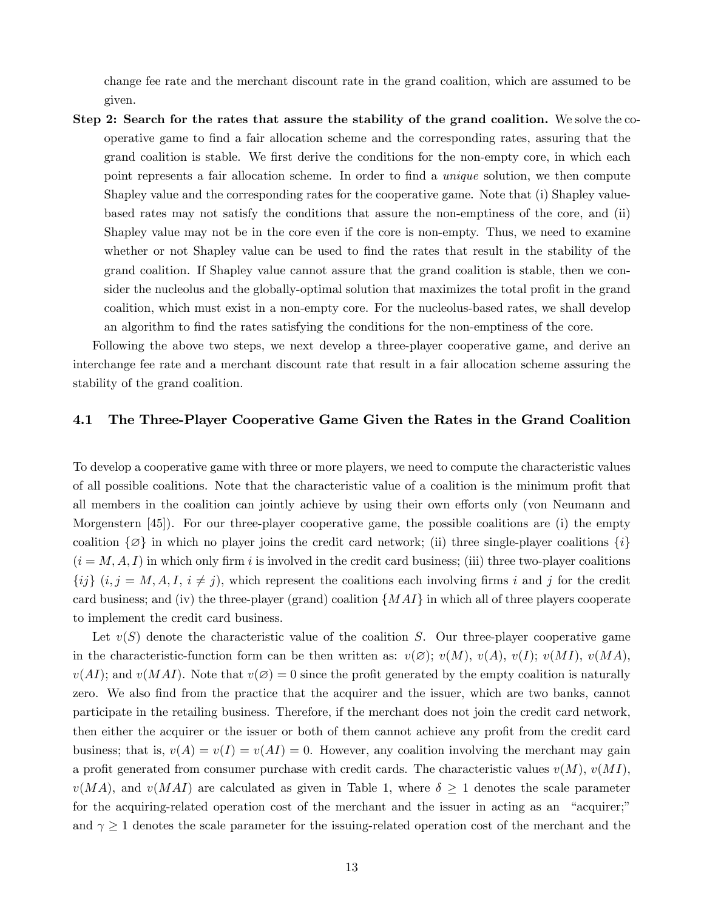change fee rate and the merchant discount rate in the grand coalition, which are assumed to be given.

**Step 2: Search for the rates that assure the stability of the grand coalition.** We solve the cooperative game to find a fair allocation scheme and the corresponding rates, assuring that the grand coalition is stable. We first derive the conditions for the non-empty core, in which each point represents a fair allocation scheme. In order to find a *unique* solution, we then compute Shapley value and the corresponding rates for the cooperative game. Note that (i) Shapley value-based rates may not satisfy the conditions that assure the non-emptiness of the core, and (ii) Shapley value may not be in the core even if the core is non-empty. Thus, we need to examine whether or not Shapley value can be used to find the rates that result in the stability of the grand coalition. If Shapley value cannot assure that the grand coalition is stable, then we consider the nucleolus and the globally-optimal solution that maximizes the total profit in the grand coalition, which must exist in a non-empty core. For the nucleolus-based rates, we shall develop an algorithm to find the rates satisfying the conditions for the non-emptiness of the core.

Following the above two steps, we next develop a three-player cooperative game, and derive an interchange fee rate and a merchant discount rate that result in a fair allocation scheme assuring the stability of the grand coalition.

## 4.1 The Three-Player Cooperative Game Given the Rates in the Grand Coalition

To develop a cooperative game with three or more players, we need to compute the characteristic values of all possible coalitions. Note that the characteristic value of a coalition is the minimum profit that all members in the coalition can jointly achieve by using their own efforts only (von Neumann and Morgenstern [45]). For our three-player cooperative game, the possible coalitions are (i) the empty coalition $\{\varnothing\}$ in which no player joins the credit card network; (ii) three single-player coalitions $\{i\}$ ($i = M, A, I$) in which only firm $i$ is involved in the credit card business; (iii) three two-player coalitions $\{ij\}$ ($i, j = M, A, I$, $i \neq j$), which represent the coalitions each involving firms $i$ and $j$ for the credit card business; and (iv) the three-player (grand) coalition $\{MAI\}$ in which all of three players cooperate to implement the credit card business.

Let $v(S)$ denote the characteristic value of the coalition $S$. Our three-player cooperative game in the characteristic-function form can be then written as: $v(\varnothing)$; $v(M)$, $v(A)$, $v(I)$; $v(MI)$, $v(MA)$, $v(AI)$; and $v(MAI)$. Note that $v(\varnothing) = 0$ since the profit generated by the empty coalition is naturally zero. We also find from the practice that the acquirer and the issuer, which are two banks, cannot participate in the retailing business. Therefore, if the merchant does not join the credit card network, then either the acquirer or the issuer or both of them cannot achieve any profit from the credit card business; that is, $v(A) = v(I) = v(AI) = 0$. However, any coalition involving the merchant may gain a profit generated from consumer purchase with credit cards. The characteristic values $v(M)$, $v(MI)$, $v(MA)$, and $v(MAI)$ are calculated as given in Table 1, where $\delta \geq 1$ denotes the scale parameter for the acquiring-related operation cost of the merchant and the issuer in acting as an "acquirer;" and $\gamma \geq 1$ denotes the scale parameter for the issuing-related operation cost of the merchant and the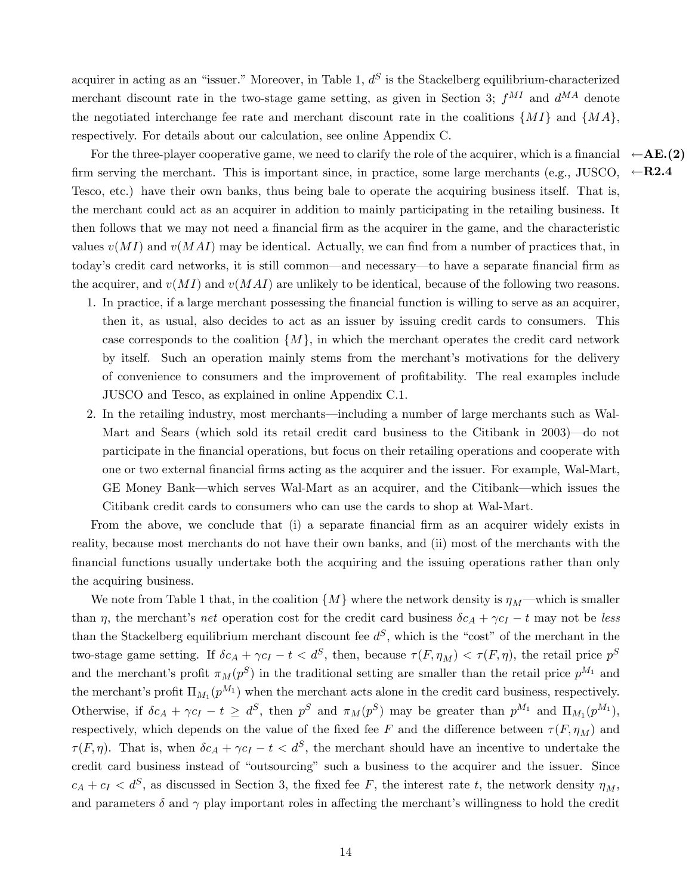acquirer in acting as an "issuer." Moreover, in Table 1, $d^S$ is the Stackelberg equilibrium-characterized merchant discount rate in the two-stage game setting, as given in Section 3; $f^{MI}$ and $d^{MA}$ denote the negotiated interchange fee rate and merchant discount rate in the coalitions $\{MI\}$ and $\{MA\}$, respectively. For details about our calculation, see online Appendix C.

For the three-player cooperative game, we need to clarify the role of the acquirer, which is a financial firm serving the merchant. This is important since, in practice, some large merchants (e.g., JUSCO, Tesco, etc.) have their own banks, thus being bale to operate the acquiring business itself. That is, the merchant could act as an acquirer in addition to mainly participating in the retailing business. It then follows that we may not need a financial firm as the acquirer in the game, and the characteristic values $v(MI)$ and $v(MAI)$ may be identical. Actually, we can find from a number of practices that, in today's credit card networks, it is still common—and necessary—to have a separate financial firm as the acquirer, and $v(MI)$ and $v(MAI)$ are unlikely to be identical, because of the following two reasons. ←**AE.(2)** ←**R2.4**

1. In practice, if a large merchant possessing the financial function is willing to serve as an acquirer, then it, as usual, also decides to act as an issuer by issuing credit cards to consumers. This case corresponds to the coalition $\{M\}$, in which the merchant operates the credit card network by itself. Such an operation mainly stems from the merchant's motivations for the delivery of convenience to consumers and the improvement of profitability. The real examples include JUSCO and Tesco, as explained in online Appendix C.1.
2. In the retailing industry, most merchants—including a number of large merchants such as Wal-Mart and Sears (which sold its retail credit card business to the Citibank in 2003)—do not participate in the financial operations, but focus on their retailing operations and cooperate with one or two external financial firms acting as the acquirer and the issuer. For example, Wal-Mart, GE Money Bank—which serves Wal-Mart as an acquirer, and the Citibank—which issues the Citibank credit cards to consumers who can use the cards to shop at Wal-Mart.

From the above, we conclude that (i) a separate financial firm as an acquirer widely exists in reality, because most merchants do not have their own banks, and (ii) most of the merchants with the financial functions usually undertake both the acquiring and the issuing operations rather than only the acquiring business.

We note from Table 1 that, in the coalition $\{M\}$ where the network density is $\eta_M$—which is smaller than $\eta$, the merchant's *net* operation cost for the credit card business $\delta c_A + \gamma c_I - t$ may not be *less* than the Stackelberg equilibrium merchant discount fee $d^S$, which is the "cost" of the merchant in the two-stage game setting. If $\delta c_A + \gamma c_I - t < d^S$, then, because $\tau(F, \eta_M) < \tau(F, \eta)$, the retail price $p^S$ and the merchant's profit $\pi_M(p^S)$ in the traditional setting are smaller than the retail price $p^{M_1}$ and the merchant's profit $\Pi_{M_1}(p^{M_1})$ when the merchant acts alone in the credit card business, respectively. Otherwise, if $\delta c_A + \gamma c_I - t \geq d^S$, then $p^S$ and $\pi_M(p^S)$ may be greater than $p^{M_1}$ and $\Pi_{M_1}(p^{M_1})$, respectively, which depends on the value of the fixed fee $F$ and the difference between $\tau(F, \eta_M)$ and $\tau(F, \eta)$. That is, when $\delta c_A + \gamma c_I - t < d^S$, the merchant should have an incentive to undertake the credit card business instead of "outsourcing" such a business to the acquirer and the issuer. Since $c_A + c_I < d^S$, as discussed in Section 3, the fixed fee $F$, the interest rate $t$, the network density $\eta_M$, and parameters $\delta$ and $\gamma$ play important roles in affecting the merchant's willingness to hold the credit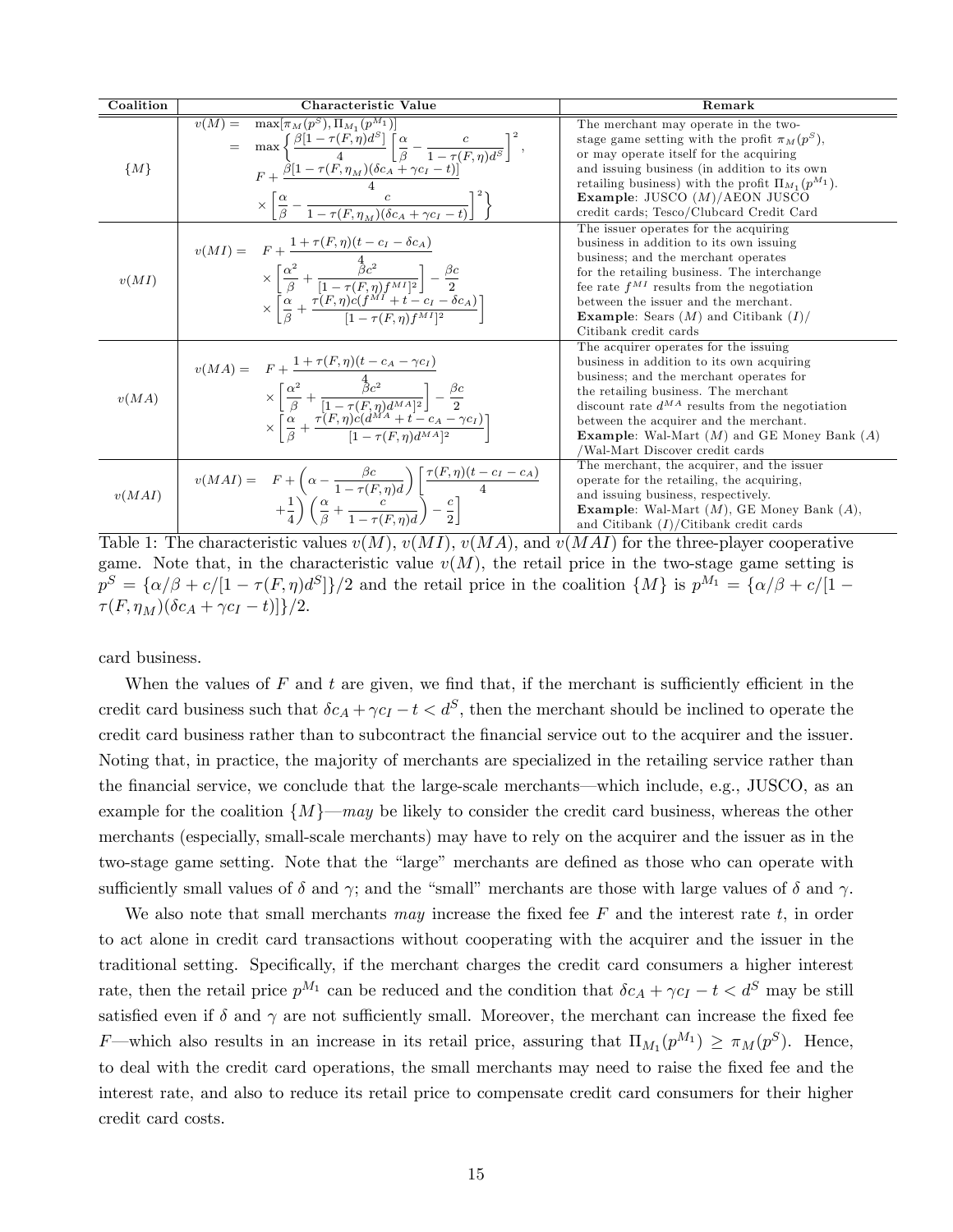| Coalition | Characteristic Value | Remark |
|---|---|---|
| $\{M\}$ | $v(M) = \max[\pi_M(p^S), \Pi_{M_1}(p^{M_1})]$ $= \max\left\{\frac{\beta[1-\tau(F,\eta)d^S]}{4}\left[\frac{\alpha}{\beta} - \frac{c}{1-\tau(F,\eta)d^S}\right]^2,\right.$ $F + \frac{\beta[1-\tau(F,\eta_M)(\delta c_A + \gamma c_I - t)]}{4}$ $\left.\times\left[\frac{\alpha}{\beta} - \frac{c}{1-\tau(F,\eta_M)(\delta c_A + \gamma c_I - t)}\right]^2\right\}$ | The merchant may operate in the two-stage game setting with the profit $\pi_M(p^S)$, or may operate itself for the acquiring and issuing business (in addition to its own retailing business) with the profit $\Pi_{M_1}(p^{M_1})$. **Example**: JUSCO $(M)$/AEON JUSCO credit cards; Tesco/Clubcard Credit Card |
| $v(MI)$ | $v(MI) = F + \frac{1+\tau(F,\eta)(t-c_I-\delta c_A)}{4}$ $\times\left[\frac{\alpha^2}{\beta} + \frac{\beta c^2}{[1-\tau(F,\eta)f^{MI}]^2}\right] - \frac{\beta c}{2}$ $\times\left[\frac{\alpha}{\beta} + \frac{\tau(F,\eta)c(f^{MI}+t-c_I-\delta c_A)}{[1-\tau(F,\eta)f^{MI}]^2}\right]$ | The issuer operates for the acquiring business in addition to its own issuing business; and the merchant operates for the retailing business. The interchange fee rate $f^{MI}$ results from the negotiation between the issuer and the merchant. **Example**: Sears $(M)$ and Citibank $(I)$/ Citibank credit cards |
| $v(MA)$ | $v(MA) = F + \frac{1+\tau(F,\eta)(t-c_A-\gamma c_I)}{4}$ $\times\left[\frac{\alpha^2}{\beta} + \frac{\beta c^2}{[1-\tau(F,\eta)d^{MA}]^2}\right] - \frac{\beta c}{2}$ $\times\left[\frac{\alpha}{\beta} + \frac{\tau(F,\eta)c(d^{MA}+t-c_A-\gamma c_I)}{[1-\tau(F,\eta)d^{MA}]^2}\right]$ | The acquirer operates for the issuing business in addition to its own acquiring business; and the merchant operates for the retailing business. The merchant discount rate $d^{MA}$ results from the negotiation between the acquirer and the merchant. **Example**: Wal-Mart $(M)$ and GE Money Bank $(A)$ /Wal-Mart Discover credit cards |
| $v(MAI)$ | $v(MAI) = F + \left(\alpha - \frac{\beta c}{1-\tau(F,\eta)d}\right)\left[\frac{\tau(F,\eta)(t-c_I-c_A)}{4}\right.$ $\left.+\frac{1}{4}\right)\left(\frac{\alpha}{\beta} + \frac{c}{1-\tau(F,\eta)d}\right) - \frac{c}{2}\right]$ | The merchant, the acquirer, and the issuer operate for the retailing, the acquiring, and issuing business, respectively. **Example**: Wal-Mart $(M)$, GE Money Bank $(A)$, and Citibank $(I)$/Citibank credit cards |

Table 1: The characteristic values $v(M)$, $v(MI)$, $v(MA)$, and $v(MAI)$ for the three-player cooperative game. Note that, in the characteristic value $v(M)$, the retail price in the two-stage game setting is $p^S = \{\alpha/\beta + c/[1-\tau(F,\eta)d^S]\}/2$ and the retail price in the coalition $\{M\}$ is $p^{M_1} = \{\alpha/\beta + c/[1-\tau(F,\eta_M)(\delta c_A + \gamma c_I - t)]\}/2$.

card business.

When the values of $F$ and $t$ are given, we find that, if the merchant is sufficiently efficient in the credit card business such that $\delta c_A + \gamma c_I - t < d^S$, then the merchant should be inclined to operate the credit card business rather than to subcontract the financial service out to the acquirer and the issuer. Noting that, in practice, the majority of merchants are specialized in the retailing service rather than the financial service, we conclude that the large-scale merchants—which include, e.g., JUSCO, as an example for the coalition $\{M\}$—*may* be likely to consider the credit card business, whereas the other merchants (especially, small-scale merchants) may have to rely on the acquirer and the issuer as in the two-stage game setting. Note that the "large" merchants are defined as those who can operate with sufficiently small values of $\delta$ and $\gamma$; and the "small" merchants are those with large values of $\delta$ and $\gamma$.

We also note that small merchants *may* increase the fixed fee $F$ and the interest rate $t$, in order to act alone in credit card transactions without cooperating with the acquirer and the issuer in the traditional setting. Specifically, if the merchant charges the credit card consumers a higher interest rate, then the retail price $p^{M_1}$ can be reduced and the condition that $\delta c_A + \gamma c_I - t < d^S$ may be still satisfied even if $\delta$ and $\gamma$ are not sufficiently small. Moreover, the merchant can increase the fixed fee $F$—which also results in an increase in its retail price, assuring that $\Pi_{M_1}(p^{M_1}) \geq \pi_M(p^S)$. Hence, to deal with the credit card operations, the small merchants may need to raise the fixed fee and the interest rate, and also to reduce its retail price to compensate credit card consumers for their higher credit card costs.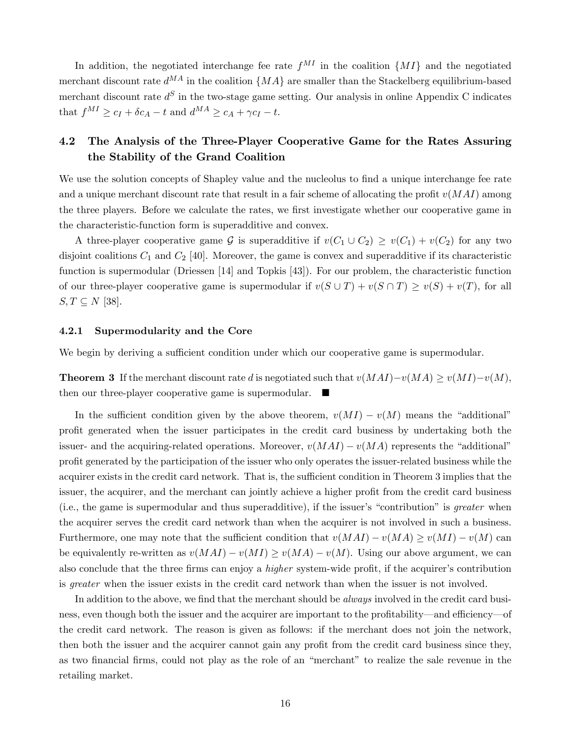In addition, the negotiated interchange fee rate $f^{MI}$ in the coalition $\{MI\}$ and the negotiated merchant discount rate $d^{MA}$ in the coalition $\{MA\}$ are smaller than the Stackelberg equilibrium-based merchant discount rate $d^S$ in the two-stage game setting. Our analysis in online Appendix C indicates that $f^{MI} \geq c_I + \delta c_A - t$ and $d^{MA} \geq c_A + \gamma c_I - t$.

## 4.2 The Analysis of the Three-Player Cooperative Game for the Rates Assuring the Stability of the Grand Coalition

We use the solution concepts of Shapley value and the nucleolus to find a unique interchange fee rate and a unique merchant discount rate that result in a fair scheme of allocating the profit $v(MAI)$ among the three players. Before we calculate the rates, we first investigate whether our cooperative game in the characteristic-function form is superadditive and convex.

A three-player cooperative game $\mathcal{G}$ is superadditive if $v(C_1 \cup C_2) \geq v(C_1) + v(C_2)$ for any two disjoint coalitions $C_1$ and $C_2$ [40]. Moreover, the game is convex and superadditive if its characteristic function is supermodular (Driessen [14] and Topkis [43]). For our problem, the characteristic function of our three-player cooperative game is supermodular if $v(S \cup T) + v(S \cap T) \geq v(S) + v(T)$, for all $S, T \subseteq N$ [38].

### 4.2.1 Supermodularity and the Core

We begin by deriving a sufficient condition under which our cooperative game is supermodular.

**Theorem 3** If the merchant discount rate $d$ is negotiated such that $v(MAI) - v(MA) \geq v(MI) - v(M)$, then our three-player cooperative game is supermodular. ■

In the sufficient condition given by the above theorem, $v(MI) - v(M)$ means the "additional" profit generated when the issuer participates in the credit card business by undertaking both the issuer- and the acquiring-related operations. Moreover, $v(MAI) - v(MA)$ represents the "additional" profit generated by the participation of the issuer who only operates the issuer-related business while the acquirer exists in the credit card network. That is, the sufficient condition in Theorem 3 implies that the issuer, the acquirer, and the merchant can jointly achieve a higher profit from the credit card business (i.e., the game is supermodular and thus superadditive), if the issuer's "contribution" is *greater* when the acquirer serves the credit card network than when the acquirer is not involved in such a business. Furthermore, one may note that the sufficient condition that $v(MAI) - v(MA) \geq v(MI) - v(M)$ can be equivalently re-written as $v(MAI) - v(MI) \geq v(MA) - v(M)$. Using our above argument, we can also conclude that the three firms can enjoy a *higher* system-wide profit, if the acquirer's contribution is *greater* when the issuer exists in the credit card network than when the issuer is not involved.

In addition to the above, we find that the merchant should be *always* involved in the credit card business, even though both the issuer and the acquirer are important to the profitability—and efficiency—of the credit card network. The reason is given as follows: if the merchant does not join the network, then both the issuer and the acquirer cannot gain any profit from the credit card business since they, as two financial firms, could not play as the role of an "merchant" to realize the sale revenue in the retailing market.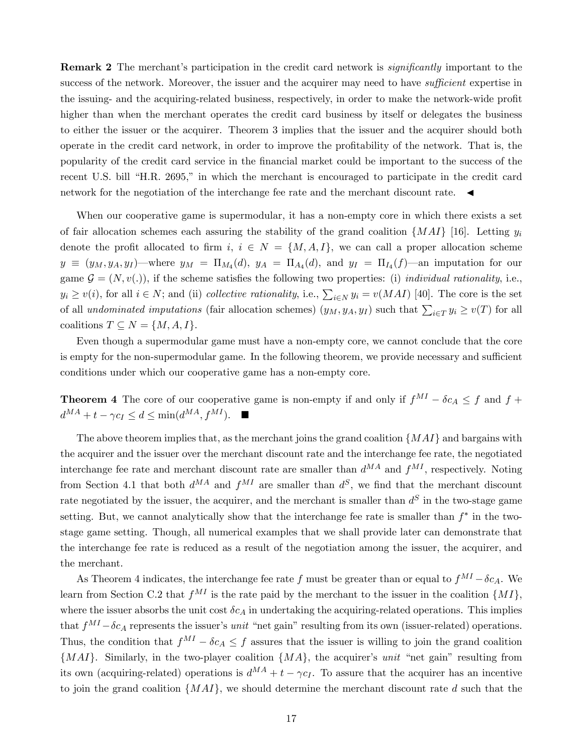**Remark 2** The merchant's participation in the credit card network is *significantly* important to the success of the network. Moreover, the issuer and the acquirer may need to have *sufficient* expertise in the issuing- and the acquiring-related business, respectively, in order to make the network-wide profit higher than when the merchant operates the credit card business by itself or delegates the business to either the issuer or the acquirer. Theorem 3 implies that the issuer and the acquirer should both operate in the credit card network, in order to improve the profitability of the network. That is, the popularity of the credit card service in the financial market could be important to the success of the recent U.S. bill "H.R. 2695," in which the merchant is encouraged to participate in the credit card network for the negotiation of the interchange fee rate and the merchant discount rate. ◄

When our cooperative game is supermodular, it has a non-empty core in which there exists a set of fair allocation schemes each assuring the stability of the grand coalition $\{MAI\}$ [16]. Letting $y_i$ denote the profit allocated to firm $i$, $i \in N = \{M, A, I\}$, we can call a proper allocation scheme $y \equiv (y_M, y_A, y_I)$—where $y_M = \Pi_{M_4}(d)$, $y_A = \Pi_{A_4}(d)$, and $y_I = \Pi_{I_4}(f)$—an imputation for our game $\mathcal{G} = (N, v(.))$, if the scheme satisfies the following two properties: (i) *individual rationality*, i.e., $y_i \geq v(i)$, for all $i \in N$; and (ii) *collective rationality*, i.e., $\sum_{i \in N} y_i = v(MAI)$ [40]. The core is the set of all *undominated imputations* (fair allocation schemes) $(y_M, y_A, y_I)$ such that $\sum_{i \in T} y_i \geq v(T)$ for all coalitions $T \subseteq N = \{M, A, I\}$.

Even though a supermodular game must have a non-empty core, we cannot conclude that the core is empty for the non-supermodular game. In the following theorem, we provide necessary and sufficient conditions under which our cooperative game has a non-empty core.

**Theorem 4** The core of our cooperative game is non-empty if and only if $f^{MI} - \delta c_A \leq f$ and $f + d^{MA} + t - \gamma c_I \leq d \leq \min(d^{MA}, f^{MI})$. ■

The above theorem implies that, as the merchant joins the grand coalition $\{MAI\}$ and bargains with the acquirer and the issuer over the merchant discount rate and the interchange fee rate, the negotiated interchange fee rate and merchant discount rate are smaller than $d^{MA}$ and $f^{MI}$, respectively. Noting from Section 4.1 that both $d^{MA}$ and $f^{MI}$ are smaller than $d^S$, we find that the merchant discount rate negotiated by the issuer, the acquirer, and the merchant is smaller than $d^S$ in the two-stage game setting. But, we cannot analytically show that the interchange fee rate is smaller than $f^*$ in the two-stage game setting. Though, all numerical examples that we shall provide later can demonstrate that the interchange fee rate is reduced as a result of the negotiation among the issuer, the acquirer, and the merchant.

As Theorem 4 indicates, the interchange fee rate $f$ must be greater than or equal to $f^{MI} - \delta c_A$. We learn from Section C.2 that $f^{MI}$ is the rate paid by the merchant to the issuer in the coalition $\{MI\}$, where the issuer absorbs the unit cost $\delta c_A$ in undertaking the acquiring-related operations. This implies that $f^{MI} - \delta c_A$ represents the issuer's *unit* "net gain" resulting from its own (issuer-related) operations. Thus, the condition that $f^{MI} - \delta c_A \leq f$ assures that the issuer is willing to join the grand coalition $\{MAI\}$. Similarly, in the two-player coalition $\{MA\}$, the acquirer's *unit* "net gain" resulting from its own (acquiring-related) operations is $d^{MA} + t - \gamma c_I$. To assure that the acquirer has an incentive to join the grand coalition $\{MAI\}$, we should determine the merchant discount rate $d$ such that the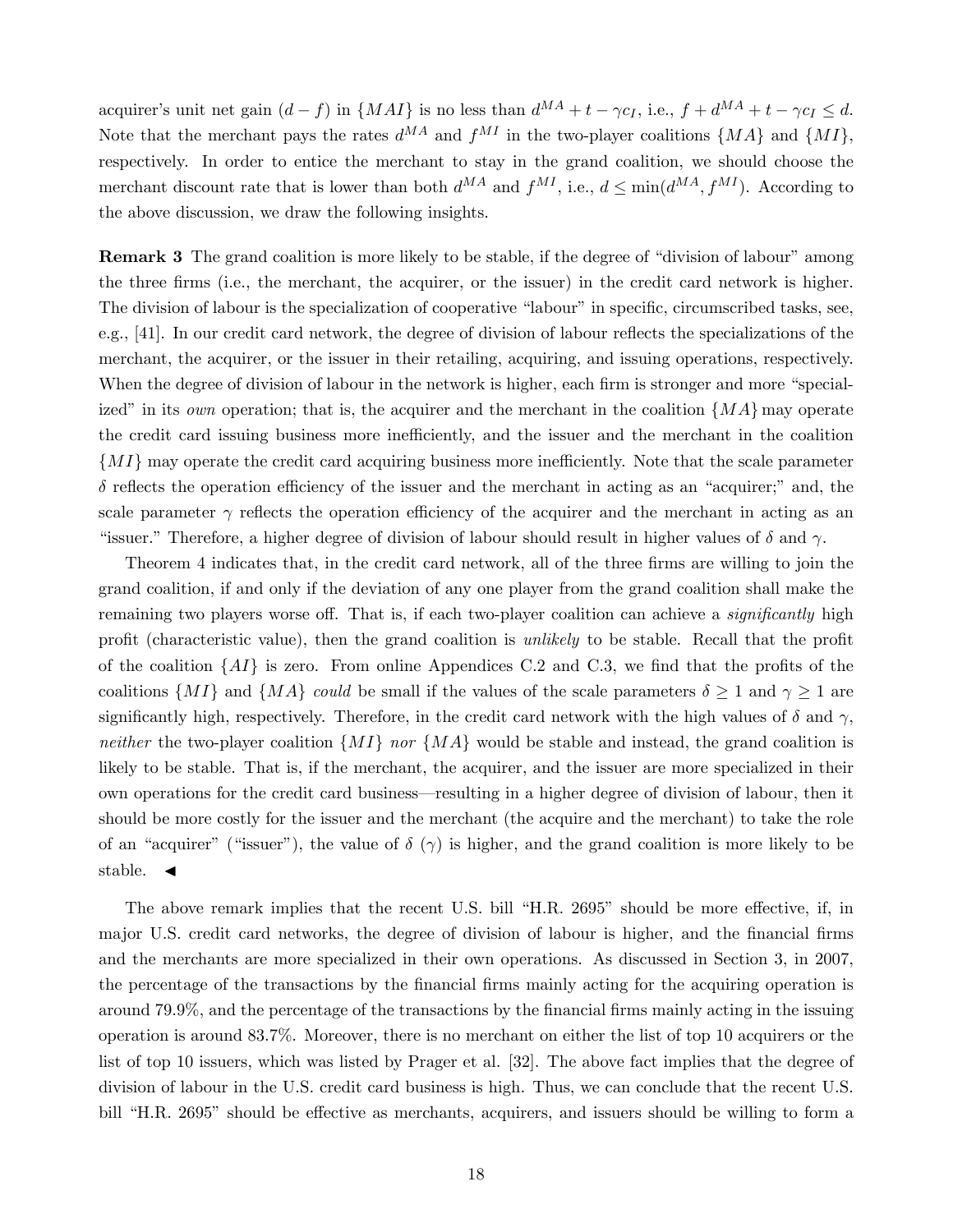acquirer's unit net gain $(d - f)$ in $\{MAI\}$ is no less than $d^{MA} + t - \gamma c_I$, i.e., $f + d^{MA} + t - \gamma c_I \leq d$. Note that the merchant pays the rates $d^{MA}$ and $f^{MI}$ in the two-player coalitions $\{MA\}$ and $\{MI\}$, respectively. In order to entice the merchant to stay in the grand coalition, we should choose the merchant discount rate that is lower than both $d^{MA}$ and $f^{MI}$, i.e., $d \leq \min(d^{MA}, f^{MI})$. According to the above discussion, we draw the following insights.

**Remark 3** The grand coalition is more likely to be stable, if the degree of "division of labour" among the three firms (i.e., the merchant, the acquirer, or the issuer) in the credit card network is higher. The division of labour is the specialization of cooperative "labour" in specific, circumscribed tasks, see, e.g., [41]. In our credit card network, the degree of division of labour reflects the specializations of the merchant, the acquirer, or the issuer in their retailing, acquiring, and issuing operations, respectively. When the degree of division of labour in the network is higher, each firm is stronger and more "specialized" in its *own* operation; that is, the acquirer and the merchant in the coalition $\{MA\}$ may operate the credit card issuing business more inefficiently, and the issuer and the merchant in the coalition $\{MI\}$ may operate the credit card acquiring business more inefficiently. Note that the scale parameter $\delta$ reflects the operation efficiency of the issuer and the merchant in acting as an "acquirer;" and, the scale parameter $\gamma$ reflects the operation efficiency of the acquirer and the merchant in acting as an "issuer." Therefore, a higher degree of division of labour should result in higher values of $\delta$ and $\gamma$.

Theorem 4 indicates that, in the credit card network, all of the three firms are willing to join the grand coalition, if and only if the deviation of any one player from the grand coalition shall make the remaining two players worse off. That is, if each two-player coalition can achieve a *significantly* high profit (characteristic value), then the grand coalition is *unlikely* to be stable. Recall that the profit of the coalition $\{AI\}$ is zero. From online Appendices C.2 and C.3, we find that the profits of the coalitions $\{MI\}$ and $\{MA\}$ *could* be small if the values of the scale parameters $\delta \geq 1$ and $\gamma \geq 1$ are significantly high, respectively. Therefore, in the credit card network with the high values of $\delta$ and $\gamma$, *neither* the two-player coalition $\{MI\}$ *nor* $\{MA\}$ would be stable and instead, the grand coalition is likely to be stable. That is, if the merchant, the acquirer, and the issuer are more specialized in their own operations for the credit card business—resulting in a higher degree of division of labour, then it should be more costly for the issuer and the merchant (the acquire and the merchant) to take the role of an "acquirer" ("issuer"), the value of $\delta$ ($\gamma$) is higher, and the grand coalition is more likely to be stable. ◀

The above remark implies that the recent U.S. bill "H.R. 2695" should be more effective, if, in major U.S. credit card networks, the degree of division of labour is higher, and the financial firms and the merchants are more specialized in their own operations. As discussed in Section 3, in 2007, the percentage of the transactions by the financial firms mainly acting for the acquiring operation is around 79.9%, and the percentage of the transactions by the financial firms mainly acting in the issuing operation is around 83.7%. Moreover, there is no merchant on either the list of top 10 acquirers or the list of top 10 issuers, which was listed by Prager et al. [32]. The above fact implies that the degree of division of labour in the U.S. credit card business is high. Thus, we can conclude that the recent U.S. bill "H.R. 2695" should be effective as merchants, acquirers, and issuers should be willing to form a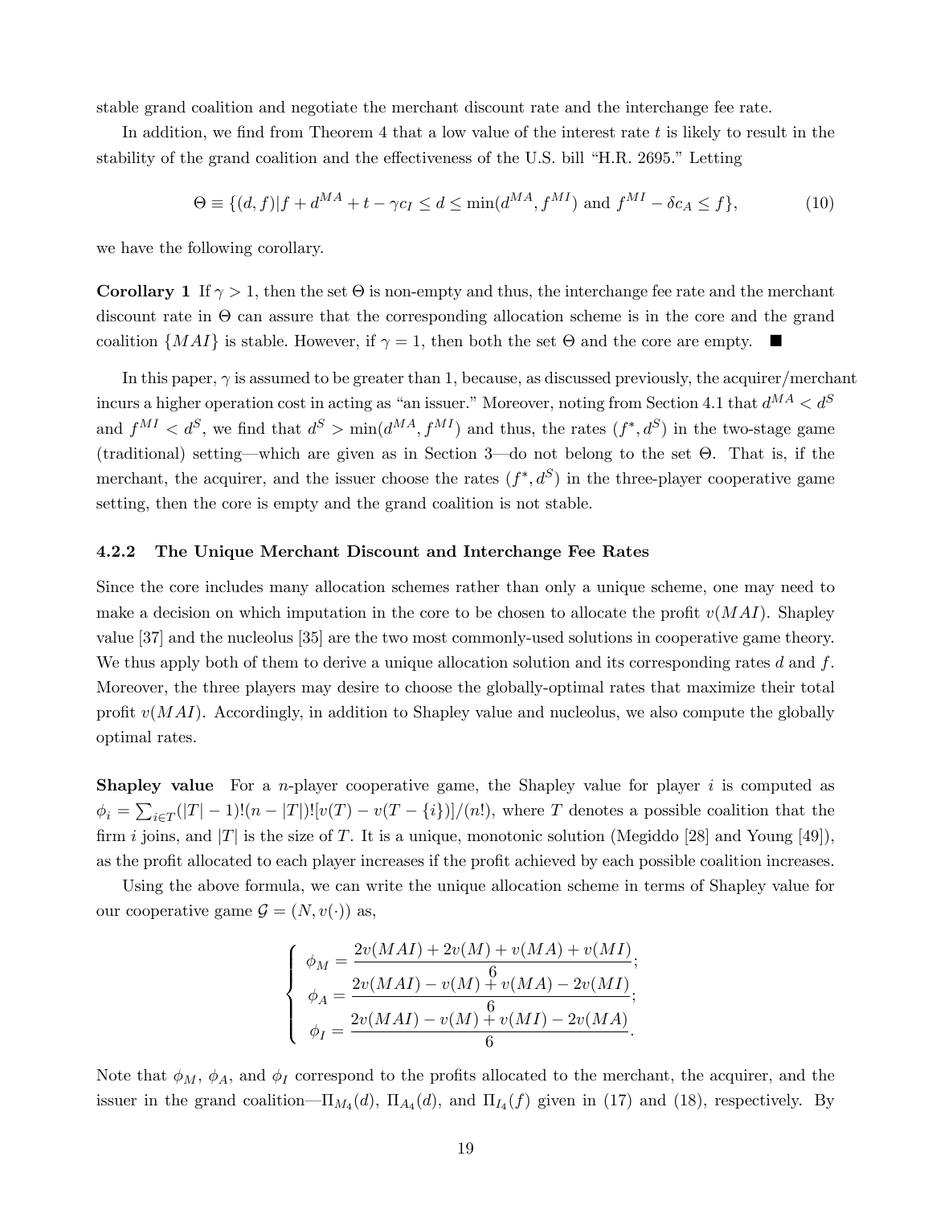stable grand coalition and negotiate the merchant discount rate and the interchange fee rate.

In addition, we find from Theorem 4 that a low value of the interest rate $t$ is likely to result in the stability of the grand coalition and the effectiveness of the U.S. bill "H.R. 2695." Letting

$$\Theta \equiv \{(d,f)|f + d^{MA} + t - \gamma c_I \leq d \leq \min(d^{MA}, f^{MI}) \text{ and } f^{MI} - \delta c_A \leq f\}, \tag{10}$$

we have the following corollary.

**Corollary 1** If $\gamma > 1$, then the set $\Theta$ is non-empty and thus, the interchange fee rate and the merchant discount rate in $\Theta$ can assure that the corresponding allocation scheme is in the core and the grand coalition $\{MAI\}$ is stable. However, if $\gamma = 1$, then both the set $\Theta$ and the core are empty. ■

In this paper, $\gamma$ is assumed to be greater than 1, because, as discussed previously, the acquirer/merchant incurs a higher operation cost in acting as "an issuer." Moreover, noting from Section 4.1 that $d^{MA} < d^S$ and $f^{MI} < d^S$, we find that $d^S > \min(d^{MA}, f^{MI})$ and thus, the rates $(f^*, d^S)$ in the two-stage game (traditional) setting—which are given as in Section 3—do not belong to the set $\Theta$. That is, if the merchant, the acquirer, and the issuer choose the rates $(f^*, d^S)$ in the three-player cooperative game setting, then the core is empty and the grand coalition is not stable.

### 4.2.2 The Unique Merchant Discount and Interchange Fee Rates

Since the core includes many allocation schemes rather than only a unique scheme, one may need to make a decision on which imputation in the core to be chosen to allocate the profit $v(MAI)$. Shapley value [37] and the nucleolus [35] are the two most commonly-used solutions in cooperative game theory. We thus apply both of them to derive a unique allocation solution and its corresponding rates $d$ and $f$. Moreover, the three players may desire to choose the globally-optimal rates that maximize their total profit $v(MAI)$. Accordingly, in addition to Shapley value and nucleolus, we also compute the globally optimal rates.

**Shapley value** For a $n$-player cooperative game, the Shapley value for player $i$ is computed as $\phi_i = \sum_{i \in T}(|T|-1)!(n-|T|)![v(T) - v(T-\{i\})]/(n!)$, where $T$ denotes a possible coalition that the firm $i$ joins, and $|T|$ is the size of $T$. It is a unique, monotonic solution (Megiddo [28] and Young [49]), as the profit allocated to each player increases if the profit achieved by each possible coalition increases.

Using the above formula, we can write the unique allocation scheme in terms of Shapley value for our cooperative game $\mathcal{G} = (N, v(\cdot))$ as,

$$\begin{cases} \phi_M = \dfrac{2v(MAI) + 2v(M) + v(MA) + v(MI)}{6}; \\ \phi_A = \dfrac{2v(MAI) - v(M) + v(MA) - 2v(MI)}{6}; \\ \phi_I = \dfrac{2v(MAI) - v(M) + v(MI) - 2v(MA)}{6}. \end{cases}$$

Note that $\phi_M$, $\phi_A$, and $\phi_I$ correspond to the profits allocated to the merchant, the acquirer, and the issuer in the grand coalition—$\Pi_{M_4}(d)$, $\Pi_{A_4}(d)$, and $\Pi_{I_4}(f)$ given in (17) and (18), respectively. By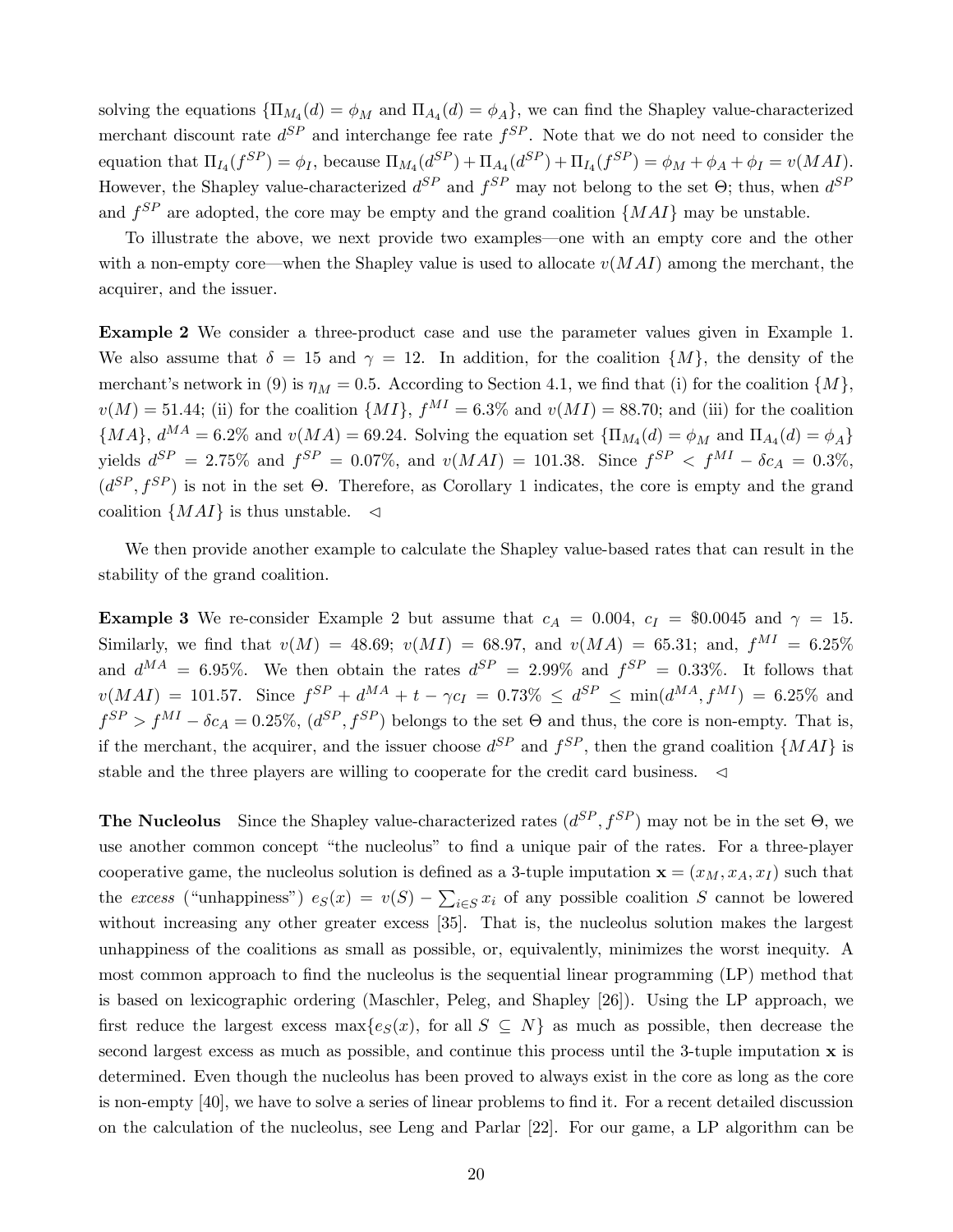solving the equations $\{\Pi_{M_4}(d) = \phi_M$ and $\Pi_{A_4}(d) = \phi_A\}$, we can find the Shapley value-characterized merchant discount rate $d^{SP}$ and interchange fee rate $f^{SP}$. Note that we do not need to consider the equation that $\Pi_{I_4}(f^{SP}) = \phi_I$, because $\Pi_{M_4}(d^{SP}) + \Pi_{A_4}(d^{SP}) + \Pi_{I_4}(f^{SP}) = \phi_M + \phi_A + \phi_I = v(MAI)$. However, the Shapley value-characterized $d^{SP}$ and $f^{SP}$ may not belong to the set $\Theta$; thus, when $d^{SP}$ and $f^{SP}$ are adopted, the core may be empty and the grand coalition $\{MAI\}$ may be unstable.

To illustrate the above, we next provide two examples—one with an empty core and the other with a non-empty core—when the Shapley value is used to allocate $v(MAI)$ among the merchant, the acquirer, and the issuer.

**Example 2** We consider a three-product case and use the parameter values given in Example 1. We also assume that $\delta = 15$ and $\gamma = 12$. In addition, for the coalition $\{M\}$, the density of the merchant's network in (9) is $\eta_M = 0.5$. According to Section 4.1, we find that (i) for the coalition $\{M\}$, $v(M) = 51.44$; (ii) for the coalition $\{MI\}$, $f^{MI} = 6.3\%$ and $v(MI) = 88.70$; and (iii) for the coalition $\{MA\}$, $d^{MA} = 6.2\%$ and $v(MA) = 69.24$. Solving the equation set $\{\Pi_{M_4}(d) = \phi_M$ and $\Pi_{A_4}(d) = \phi_A\}$ yields $d^{SP} = 2.75\%$ and $f^{SP} = 0.07\%$, and $v(MAI) = 101.38$. Since $f^{SP} < f^{MI} - \delta c_A = 0.3\%$, $(d^{SP}, f^{SP})$ is not in the set $\Theta$. Therefore, as Corollary 1 indicates, the core is empty and the grand coalition $\{MAI\}$ is thus unstable. $\triangleleft$

We then provide another example to calculate the Shapley value-based rates that can result in the stability of the grand coalition.

**Example 3** We re-consider Example 2 but assume that $c_A = 0.004$, $c_I = \$0.0045$ and $\gamma = 15$. Similarly, we find that $v(M) = 48.69$; $v(MI) = 68.97$, and $v(MA) = 65.31$; and, $f^{MI} = 6.25\%$ and $d^{MA} = 6.95\%$. We then obtain the rates $d^{SP} = 2.99\%$ and $f^{SP} = 0.33\%$. It follows that $v(MAI) = 101.57$. Since $f^{SP} + d^{MA} + t - \gamma c_I = 0.73\% \leq d^{SP} \leq \min(d^{MA}, f^{MI}) = 6.25\%$ and $f^{SP} > f^{MI} - \delta c_A = 0.25\%$, $(d^{SP}, f^{SP})$ belongs to the set $\Theta$ and thus, the core is non-empty. That is, if the merchant, the acquirer, and the issuer choose $d^{SP}$ and $f^{SP}$, then the grand coalition $\{MAI\}$ is stable and the three players are willing to cooperate for the credit card business. $\triangleleft$

**The Nucleolus** Since the Shapley value-characterized rates $(d^{SP}, f^{SP})$ may not be in the set $\Theta$, we use another common concept "the nucleolus" to find a unique pair of the rates. For a three-player cooperative game, the nucleolus solution is defined as a 3-tuple imputation $\mathbf{x} = (x_M, x_A, x_I)$ such that the *excess* ("unhappiness") $e_S(x) = v(S) - \sum_{i \in S} x_i$ of any possible coalition $S$ cannot be lowered without increasing any other greater excess [35]. That is, the nucleolus solution makes the largest unhappiness of the coalitions as small as possible, or, equivalently, minimizes the worst inequity. A most common approach to find the nucleolus is the sequential linear programming (LP) method that is based on lexicographic ordering (Maschler, Peleg, and Shapley [26]). Using the LP approach, we first reduce the largest excess $\max\{e_S(x),$ for all $S \subseteq N\}$ as much as possible, then decrease the second largest excess as much as possible, and continue this process until the 3-tuple imputation $\mathbf{x}$ is determined. Even though the nucleolus has been proved to always exist in the core as long as the core is non-empty [40], we have to solve a series of linear problems to find it. For a recent detailed discussion on the calculation of the nucleolus, see Leng and Parlar [22]. For our game, a LP algorithm can be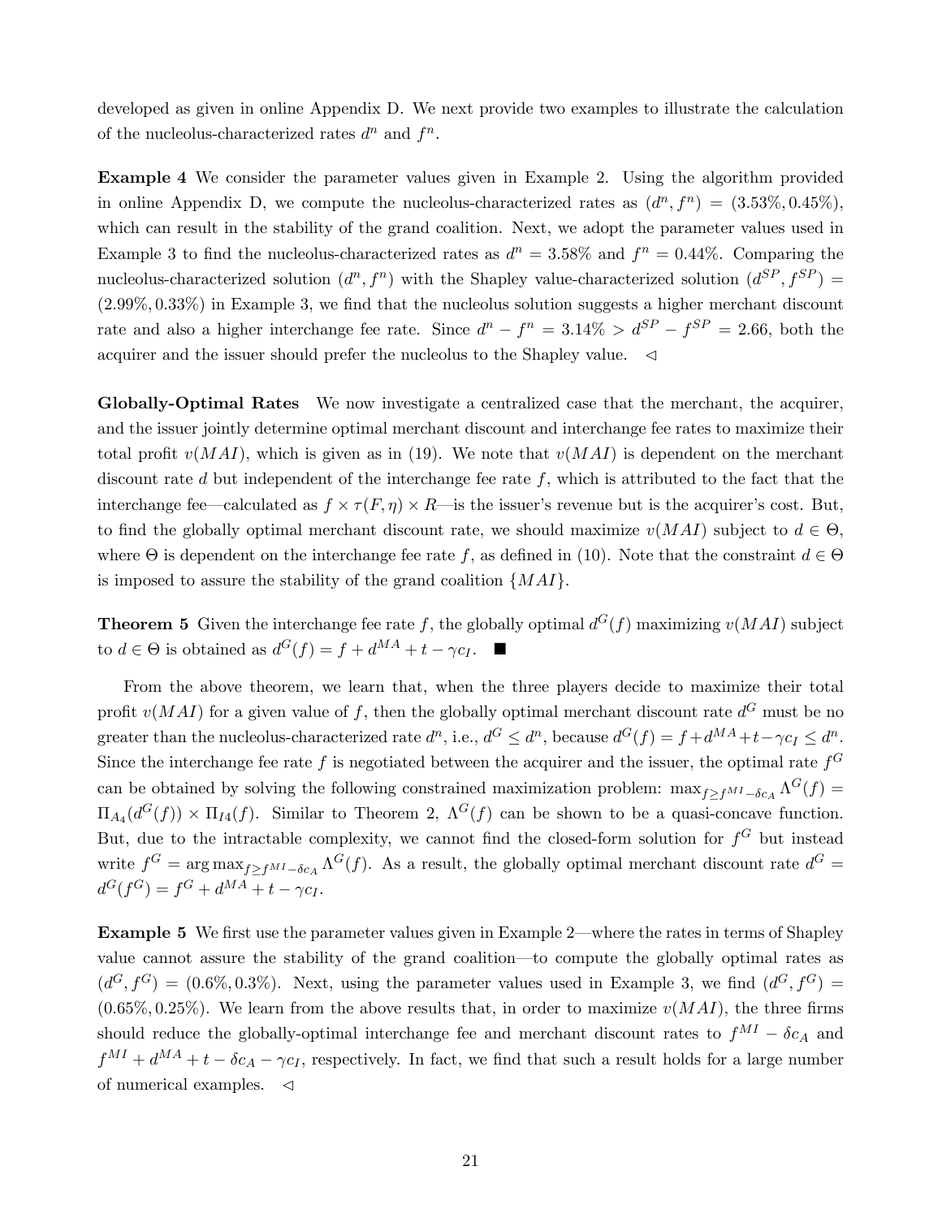developed as given in online Appendix D. We next provide two examples to illustrate the calculation of the nucleolus-characterized rates $d^n$ and $f^n$.

**Example 4** We consider the parameter values given in Example 2. Using the algorithm provided in online Appendix D, we compute the nucleolus-characterized rates as $(d^n, f^n) = (3.53\%, 0.45\%)$, which can result in the stability of the grand coalition. Next, we adopt the parameter values used in Example 3 to find the nucleolus-characterized rates as $d^n = 3.58\%$ and $f^n = 0.44\%$. Comparing the nucleolus-characterized solution $(d^n, f^n)$ with the Shapley value-characterized solution $(d^{SP}, f^{SP}) = (2.99\%, 0.33\%)$ in Example 3, we find that the nucleolus solution suggests a higher merchant discount rate and also a higher interchange fee rate. Since $d^n - f^n = 3.14\% > d^{SP} - f^{SP} = 2.66$, both the acquirer and the issuer should prefer the nucleolus to the Shapley value. $\triangleleft$

**Globally-Optimal Rates** We now investigate a centralized case that the merchant, the acquirer, and the issuer jointly determine optimal merchant discount and interchange fee rates to maximize their total profit $v(MAI)$, which is given as in (19). We note that $v(MAI)$ is dependent on the merchant discount rate $d$ but independent of the interchange fee rate $f$, which is attributed to the fact that the interchange fee—calculated as $f \times \tau(F, \eta) \times R$—is the issuer's revenue but is the acquirer's cost. But, to find the globally optimal merchant discount rate, we should maximize $v(MAI)$ subject to $d \in \Theta$, where $\Theta$ is dependent on the interchange fee rate $f$, as defined in (10). Note that the constraint $d \in \Theta$ is imposed to assure the stability of the grand coalition $\{MAI\}$.

**Theorem 5** Given the interchange fee rate $f$, the globally optimal $d^G(f)$ maximizing $v(MAI)$ subject to $d \in \Theta$ is obtained as $d^G(f) = f + d^{MA} + t - \gamma c_I$. $\blacksquare$

From the above theorem, we learn that, when the three players decide to maximize their total profit $v(MAI)$ for a given value of $f$, then the globally optimal merchant discount rate $d^G$ must be no greater than the nucleolus-characterized rate $d^n$, i.e., $d^G \leq d^n$, because $d^G(f) = f + d^{MA} + t - \gamma c_I \leq d^n$. Since the interchange fee rate $f$ is negotiated between the acquirer and the issuer, the optimal rate $f^G$ can be obtained by solving the following constrained maximization problem: $\max_{f \geq f^{MI} - \delta c_A} \Lambda^G(f) = \Pi_{A_4}(d^G(f)) \times \Pi_{I4}(f)$. Similar to Theorem 2, $\Lambda^G(f)$ can be shown to be a quasi-concave function. But, due to the intractable complexity, we cannot find the closed-form solution for $f^G$ but instead write $f^G = \arg\max_{f \geq f^{MI} - \delta c_A} \Lambda^G(f)$. As a result, the globally optimal merchant discount rate $d^G = d^G(f^G) = f^G + d^{MA} + t - \gamma c_I$.

**Example 5** We first use the parameter values given in Example 2—where the rates in terms of Shapley value cannot assure the stability of the grand coalition—to compute the globally optimal rates as $(d^G, f^G) = (0.6\%, 0.3\%)$. Next, using the parameter values used in Example 3, we find $(d^G, f^G) = (0.65\%, 0.25\%)$. We learn from the above results that, in order to maximize $v(MAI)$, the three firms should reduce the globally-optimal interchange fee and merchant discount rates to $f^{MI} - \delta c_A$ and $f^{MI} + d^{MA} + t - \delta c_A - \gamma c_I$, respectively. In fact, we find that such a result holds for a large number of numerical examples. $\triangleleft$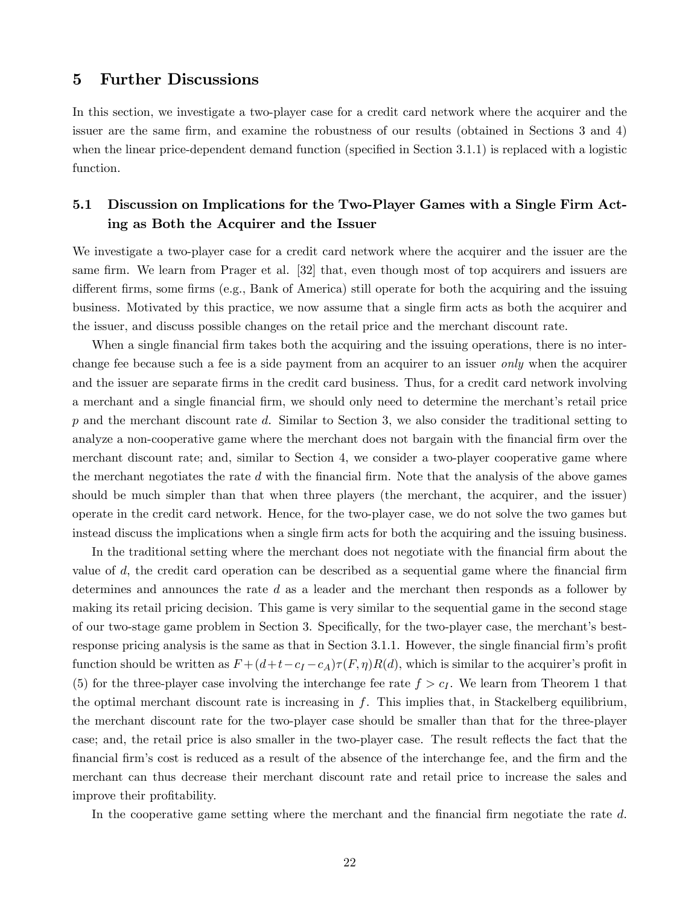# 5 Further Discussions

In this section, we investigate a two-player case for a credit card network where the acquirer and the issuer are the same firm, and examine the robustness of our results (obtained in Sections 3 and 4) when the linear price-dependent demand function (specified in Section 3.1.1) is replaced with a logistic function.

## 5.1 Discussion on Implications for the Two-Player Games with a Single Firm Acting as Both the Acquirer and the Issuer

We investigate a two-player case for a credit card network where the acquirer and the issuer are the same firm. We learn from Prager et al. [32] that, even though most of top acquirers and issuers are different firms, some firms (e.g., Bank of America) still operate for both the acquiring and the issuing business. Motivated by this practice, we now assume that a single firm acts as both the acquirer and the issuer, and discuss possible changes on the retail price and the merchant discount rate.

When a single financial firm takes both the acquiring and the issuing operations, there is no interchange fee because such a fee is a side payment from an acquirer to an issuer *only* when the acquirer and the issuer are separate firms in the credit card business. Thus, for a credit card network involving a merchant and a single financial firm, we should only need to determine the merchant's retail price $p$ and the merchant discount rate $d$. Similar to Section 3, we also consider the traditional setting to analyze a non-cooperative game where the merchant does not bargain with the financial firm over the merchant discount rate; and, similar to Section 4, we consider a two-player cooperative game where the merchant negotiates the rate $d$ with the financial firm. Note that the analysis of the above games should be much simpler than that when three players (the merchant, the acquirer, and the issuer) operate in the credit card network. Hence, for the two-player case, we do not solve the two games but instead discuss the implications when a single firm acts for both the acquiring and the issuing business.

In the traditional setting where the merchant does not negotiate with the financial firm about the value of $d$, the credit card operation can be described as a sequential game where the financial firm determines and announces the rate $d$ as a leader and the merchant then responds as a follower by making its retail pricing decision. This game is very similar to the sequential game in the second stage of our two-stage game problem in Section 3. Specifically, for the two-player case, the merchant's best-response pricing analysis is the same as that in Section 3.1.1. However, the single financial firm's profit function should be written as $F+(d+t-c_I-c_A)\tau(F,\eta)R(d)$, which is similar to the acquirer's profit in (5) for the three-player case involving the interchange fee rate $f > c_I$. We learn from Theorem 1 that the optimal merchant discount rate is increasing in $f$. This implies that, in Stackelberg equilibrium, the merchant discount rate for the two-player case should be smaller than that for the three-player case; and, the retail price is also smaller in the two-player case. The result reflects the fact that the financial firm's cost is reduced as a result of the absence of the interchange fee, and the firm and the merchant can thus decrease their merchant discount rate and retail price to increase the sales and improve their profitability.

In the cooperative game setting where the merchant and the financial firm negotiate the rate $d$.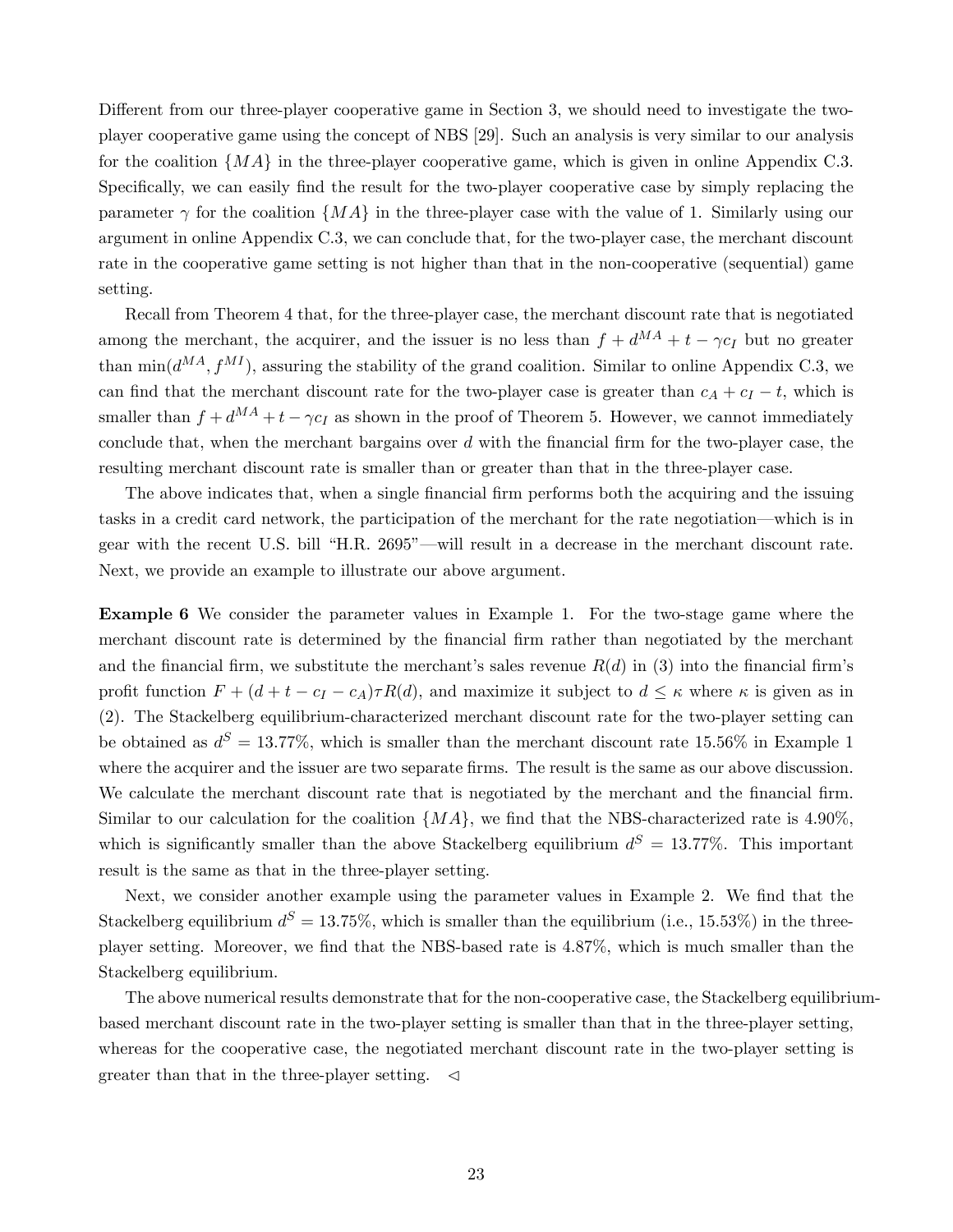Different from our three-player cooperative game in Section 3, we should need to investigate the two-player cooperative game using the concept of NBS [29]. Such an analysis is very similar to our analysis for the coalition $\{MA\}$ in the three-player cooperative game, which is given in online Appendix C.3. Specifically, we can easily find the result for the two-player cooperative case by simply replacing the parameter $\gamma$ for the coalition $\{MA\}$ in the three-player case with the value of 1. Similarly using our argument in online Appendix C.3, we can conclude that, for the two-player case, the merchant discount rate in the cooperative game setting is not higher than that in the non-cooperative (sequential) game setting.

Recall from Theorem 4 that, for the three-player case, the merchant discount rate that is negotiated among the merchant, the acquirer, and the issuer is no less than $f + d^{MA} + t - \gamma c_I$ but no greater than $\min(d^{MA}, f^{MI})$, assuring the stability of the grand coalition. Similar to online Appendix C.3, we can find that the merchant discount rate for the two-player case is greater than $c_A + c_I - t$, which is smaller than $f + d^{MA} + t - \gamma c_I$ as shown in the proof of Theorem 5. However, we cannot immediately conclude that, when the merchant bargains over $d$ with the financial firm for the two-player case, the resulting merchant discount rate is smaller than or greater than that in the three-player case.

The above indicates that, when a single financial firm performs both the acquiring and the issuing tasks in a credit card network, the participation of the merchant for the rate negotiation—which is in gear with the recent U.S. bill "H.R. 2695"—will result in a decrease in the merchant discount rate. Next, we provide an example to illustrate our above argument.

**Example 6** We consider the parameter values in Example 1. For the two-stage game where the merchant discount rate is determined by the financial firm rather than negotiated by the merchant and the financial firm, we substitute the merchant's sales revenue $R(d)$ in (3) into the financial firm's profit function $F + (d + t - c_I - c_A)\tau R(d)$, and maximize it subject to $d \leq \kappa$ where $\kappa$ is given as in (2). The Stackelberg equilibrium-characterized merchant discount rate for the two-player setting can be obtained as $d^S = 13.77\%$, which is smaller than the merchant discount rate 15.56% in Example 1 where the acquirer and the issuer are two separate firms. The result is the same as our above discussion. We calculate the merchant discount rate that is negotiated by the merchant and the financial firm. Similar to our calculation for the coalition $\{MA\}$, we find that the NBS-characterized rate is 4.90%, which is significantly smaller than the above Stackelberg equilibrium $d^S = 13.77\%$. This important result is the same as that in the three-player setting.

Next, we consider another example using the parameter values in Example 2. We find that the Stackelberg equilibrium $d^S = 13.75\%$, which is smaller than the equilibrium (i.e., 15.53%) in the three-player setting. Moreover, we find that the NBS-based rate is 4.87%, which is much smaller than the Stackelberg equilibrium.

The above numerical results demonstrate that for the non-cooperative case, the Stackelberg equilibrium-based merchant discount rate in the two-player setting is smaller than that in the three-player setting, whereas for the cooperative case, the negotiated merchant discount rate in the two-player setting is greater than that in the three-player setting. $\triangleleft$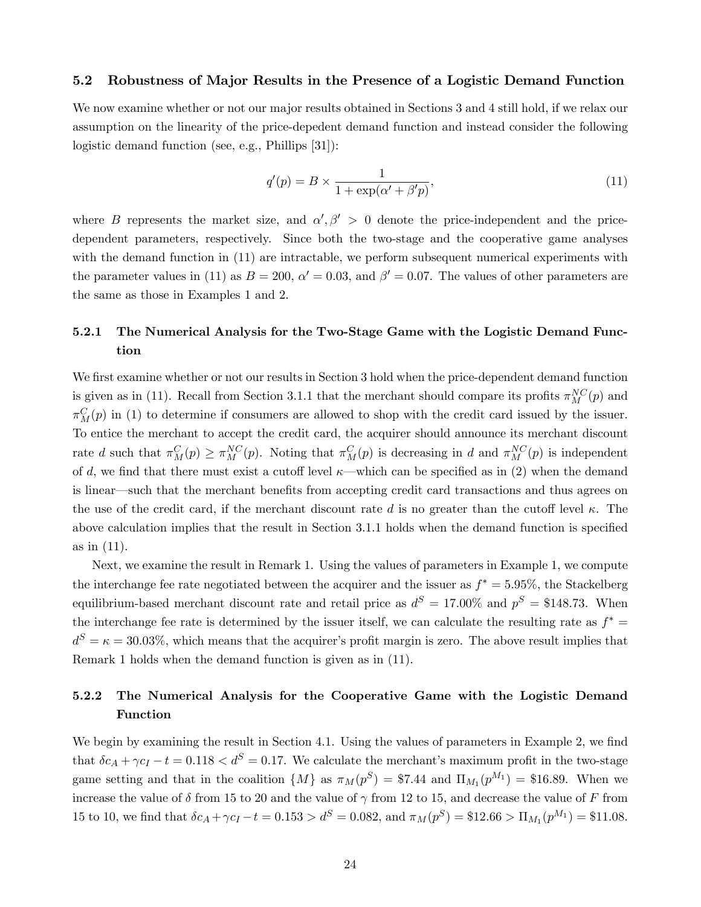### 5.2 Robustness of Major Results in the Presence of a Logistic Demand Function

We now examine whether or not our major results obtained in Sections 3 and 4 still hold, if we relax our assumption on the linearity of the price-depedent demand function and instead consider the following logistic demand function (see, e.g., Phillips [31]):

$$q'(p) = B \times \frac{1}{1 + \exp(\alpha' + \beta' p)}, \tag{11}$$

where $B$ represents the market size, and $\alpha', \beta' > 0$ denote the price-independent and the price-dependent parameters, respectively. Since both the two-stage and the cooperative game analyses with the demand function in (11) are intractable, we perform subsequent numerical experiments with the parameter values in (11) as $B = 200$, $\alpha' = 0.03$, and $\beta' = 0.07$. The values of other parameters are the same as those in Examples 1 and 2.

#### 5.2.1 The Numerical Analysis for the Two-Stage Game with the Logistic Demand Function

We first examine whether or not our results in Section 3 hold when the price-dependent demand function is given as in (11). Recall from Section 3.1.1 that the merchant should compare its profits $\pi_M^{NC}(p)$ and $\pi_M^{C}(p)$ in (1) to determine if consumers are allowed to shop with the credit card issued by the issuer. To entice the merchant to accept the credit card, the acquirer should announce its merchant discount rate $d$ such that $\pi_M^C(p) \geq \pi_M^{NC}(p)$. Noting that $\pi_M^C(p)$ is decreasing in $d$ and $\pi_M^{NC}(p)$ is independent of $d$, we find that there must exist a cutoff level $\kappa$—which can be specified as in (2) when the demand is linear—such that the merchant benefits from accepting credit card transactions and thus agrees on the use of the credit card, if the merchant discount rate $d$ is no greater than the cutoff level $\kappa$. The above calculation implies that the result in Section 3.1.1 holds when the demand function is specified as in (11).

Next, we examine the result in Remark 1. Using the values of parameters in Example 1, we compute the interchange fee rate negotiated between the acquirer and the issuer as $f^* = 5.95\%$, the Stackelberg equilibrium-based merchant discount rate and retail price as $d^S = 17.00\%$ and $p^S = \$148.73$. When the interchange fee rate is determined by the issuer itself, we can calculate the resulting rate as $f^* = d^S = \kappa = 30.03\%$, which means that the acquirer's profit margin is zero. The above result implies that Remark 1 holds when the demand function is given as in (11).

#### 5.2.2 The Numerical Analysis for the Cooperative Game with the Logistic Demand Function

We begin by examining the result in Section 4.1. Using the values of parameters in Example 2, we find that $\delta c_A + \gamma c_I - t = 0.118 < d^S = 0.17$. We calculate the merchant's maximum profit in the two-stage game setting and that in the coalition $\{M\}$ as $\pi_M(p^S) = \$7.44$ and $\Pi_{M_1}(p^{M_1}) = \$16.89$. When we increase the value of $\delta$ from 15 to 20 and the value of $\gamma$ from 12 to 15, and decrease the value of $F$ from 15 to 10, we find that $\delta c_A + \gamma c_I - t = 0.153 > d^S = 0.082$, and $\pi_M(p^S) = \$12.66 > \Pi_{M_1}(p^{M_1}) = \$11.08$.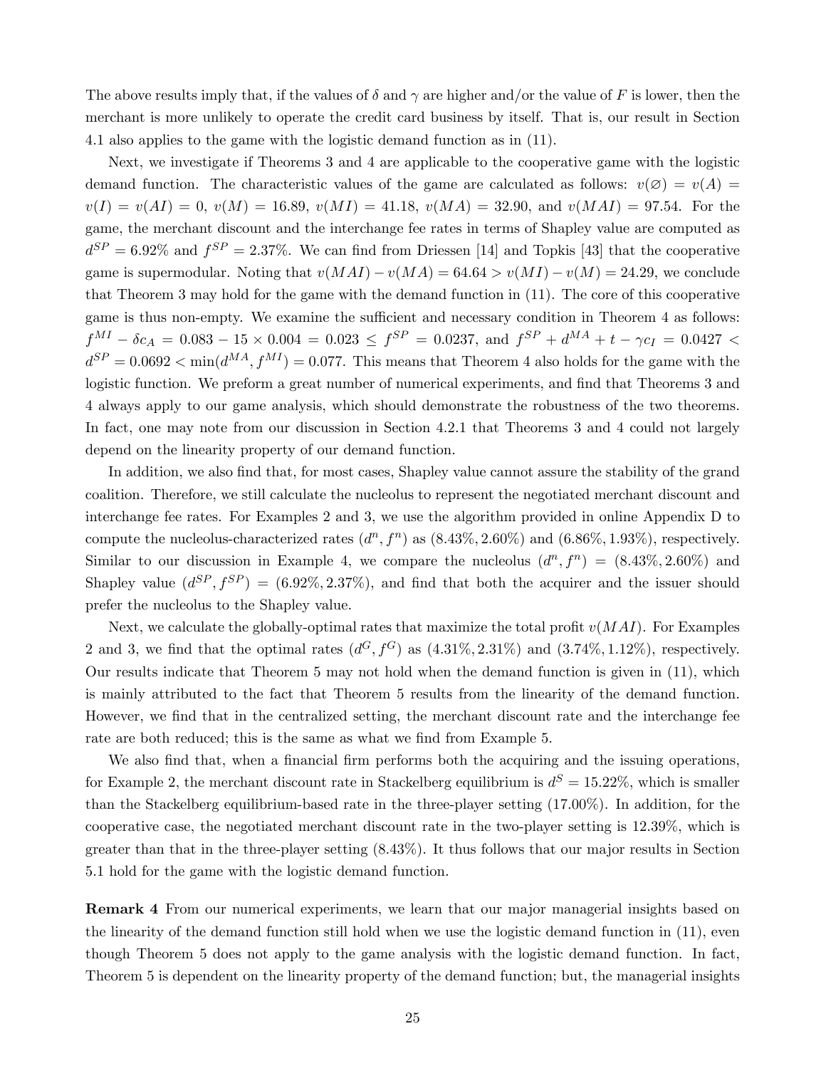The above results imply that, if the values of $\delta$ and $\gamma$ are higher and/or the value of $F$ is lower, then the merchant is more unlikely to operate the credit card business by itself. That is, our result in Section 4.1 also applies to the game with the logistic demand function as in (11).

Next, we investigate if Theorems 3 and 4 are applicable to the cooperative game with the logistic demand function. The characteristic values of the game are calculated as follows: $v(\varnothing) = v(A) = v(I) = v(AI) = 0$, $v(M) = 16.89$, $v(MI) = 41.18$, $v(MA) = 32.90$, and $v(MAI) = 97.54$. For the game, the merchant discount and the interchange fee rates in terms of Shapley value are computed as $d^{SP} = 6.92\%$ and $f^{SP} = 2.37\%$. We can find from Driessen [14] and Topkis [43] that the cooperative game is supermodular. Noting that $v(MAI) - v(MA) = 64.64 > v(MI) - v(M) = 24.29$, we conclude that Theorem 3 may hold for the game with the demand function in (11). The core of this cooperative game is thus non-empty. We examine the sufficient and necessary condition in Theorem 4 as follows: $f^{MI} - \delta c_A = 0.083 - 15 \times 0.004 = 0.023 \leq f^{SP} = 0.0237$, and $f^{SP} + d^{MA} + t - \gamma c_I = 0.0427 < d^{SP} = 0.0692 < \min(d^{MA}, f^{MI}) = 0.077$. This means that Theorem 4 also holds for the game with the logistic function. We preform a great number of numerical experiments, and find that Theorems 3 and 4 always apply to our game analysis, which should demonstrate the robustness of the two theorems. In fact, one may note from our discussion in Section 4.2.1 that Theorems 3 and 4 could not largely depend on the linearity property of our demand function.

In addition, we also find that, for most cases, Shapley value cannot assure the stability of the grand coalition. Therefore, we still calculate the nucleolus to represent the negotiated merchant discount and interchange fee rates. For Examples 2 and 3, we use the algorithm provided in online Appendix D to compute the nucleolus-characterized rates $(d^n, f^n)$ as $(8.43\%, 2.60\%)$ and $(6.86\%, 1.93\%)$, respectively. Similar to our discussion in Example 4, we compare the nucleolus $(d^n, f^n) = (8.43\%, 2.60\%)$ and Shapley value $(d^{SP}, f^{SP}) = (6.92\%, 2.37\%)$, and find that both the acquirer and the issuer should prefer the nucleolus to the Shapley value.

Next, we calculate the globally-optimal rates that maximize the total profit $v(MAI)$. For Examples 2 and 3, we find that the optimal rates $(d^G, f^G)$ as $(4.31\%, 2.31\%)$ and $(3.74\%, 1.12\%)$, respectively. Our results indicate that Theorem 5 may not hold when the demand function is given in (11), which is mainly attributed to the fact that Theorem 5 results from the linearity of the demand function. However, we find that in the centralized setting, the merchant discount rate and the interchange fee rate are both reduced; this is the same as what we find from Example 5.

We also find that, when a financial firm performs both the acquiring and the issuing operations, for Example 2, the merchant discount rate in Stackelberg equilibrium is $d^S = 15.22\%$, which is smaller than the Stackelberg equilibrium-based rate in the three-player setting (17.00%). In addition, for the cooperative case, the negotiated merchant discount rate in the two-player setting is 12.39%, which is greater than that in the three-player setting (8.43%). It thus follows that our major results in Section 5.1 hold for the game with the logistic demand function.

**Remark 4** From our numerical experiments, we learn that our major managerial insights based on the linearity of the demand function still hold when we use the logistic demand function in (11), even though Theorem 5 does not apply to the game analysis with the logistic demand function. In fact, Theorem 5 is dependent on the linearity property of the demand function; but, the managerial insights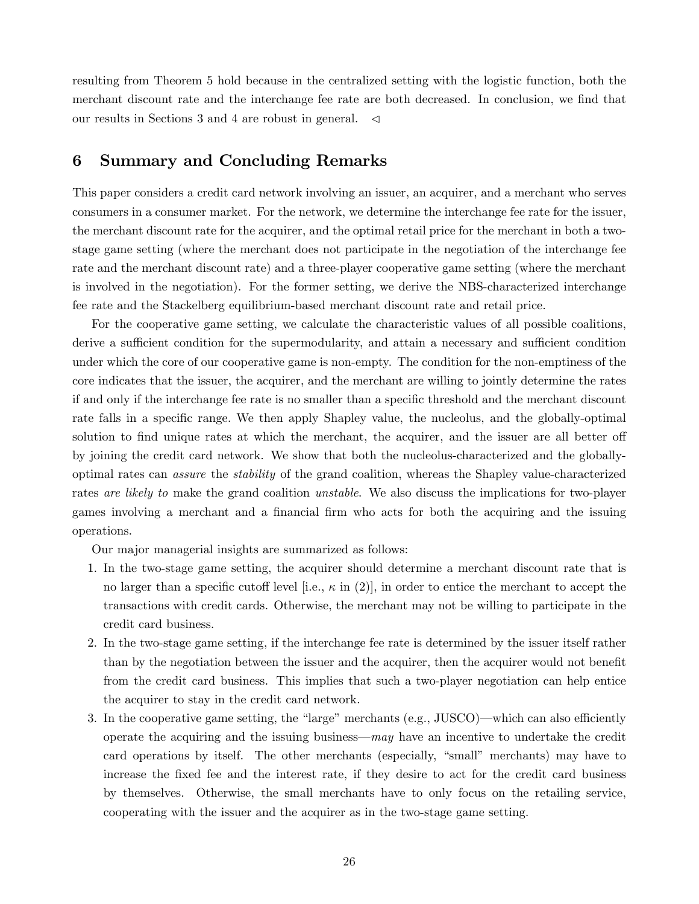resulting from Theorem 5 hold because in the centralized setting with the logistic function, both the merchant discount rate and the interchange fee rate are both decreased. In conclusion, we find that our results in Sections 3 and 4 are robust in general. $\triangleleft$

## 6 Summary and Concluding Remarks

This paper considers a credit card network involving an issuer, an acquirer, and a merchant who serves consumers in a consumer market. For the network, we determine the interchange fee rate for the issuer, the merchant discount rate for the acquirer, and the optimal retail price for the merchant in both a two-stage game setting (where the merchant does not participate in the negotiation of the interchange fee rate and the merchant discount rate) and a three-player cooperative game setting (where the merchant is involved in the negotiation). For the former setting, we derive the NBS-characterized interchange fee rate and the Stackelberg equilibrium-based merchant discount rate and retail price.

For the cooperative game setting, we calculate the characteristic values of all possible coalitions, derive a sufficient condition for the supermodularity, and attain a necessary and sufficient condition under which the core of our cooperative game is non-empty. The condition for the non-emptiness of the core indicates that the issuer, the acquirer, and the merchant are willing to jointly determine the rates if and only if the interchange fee rate is no smaller than a specific threshold and the merchant discount rate falls in a specific range. We then apply Shapley value, the nucleolus, and the globally-optimal solution to find unique rates at which the merchant, the acquirer, and the issuer are all better off by joining the credit card network. We show that both the nucleolus-characterized and the globally-optimal rates can *assure* the *stability* of the grand coalition, whereas the Shapley value-characterized rates *are likely to* make the grand coalition *unstable*. We also discuss the implications for two-player games involving a merchant and a financial firm who acts for both the acquiring and the issuing operations.

Our major managerial insights are summarized as follows:

1. In the two-stage game setting, the acquirer should determine a merchant discount rate that is no larger than a specific cutoff level [i.e., $\kappa$ in (2)], in order to entice the merchant to accept the transactions with credit cards. Otherwise, the merchant may not be willing to participate in the credit card business.
2. In the two-stage game setting, if the interchange fee rate is determined by the issuer itself rather than by the negotiation between the issuer and the acquirer, then the acquirer would not benefit from the credit card business. This implies that such a two-player negotiation can help entice the acquirer to stay in the credit card network.
3. In the cooperative game setting, the "large" merchants (e.g., JUSCO)—which can also efficiently operate the acquiring and the issuing business—*may* have an incentive to undertake the credit card operations by itself. The other merchants (especially, "small" merchants) may have to increase the fixed fee and the interest rate, if they desire to act for the credit card business by themselves. Otherwise, the small merchants have to only focus on the retailing service, cooperating with the issuer and the acquirer as in the two-stage game setting.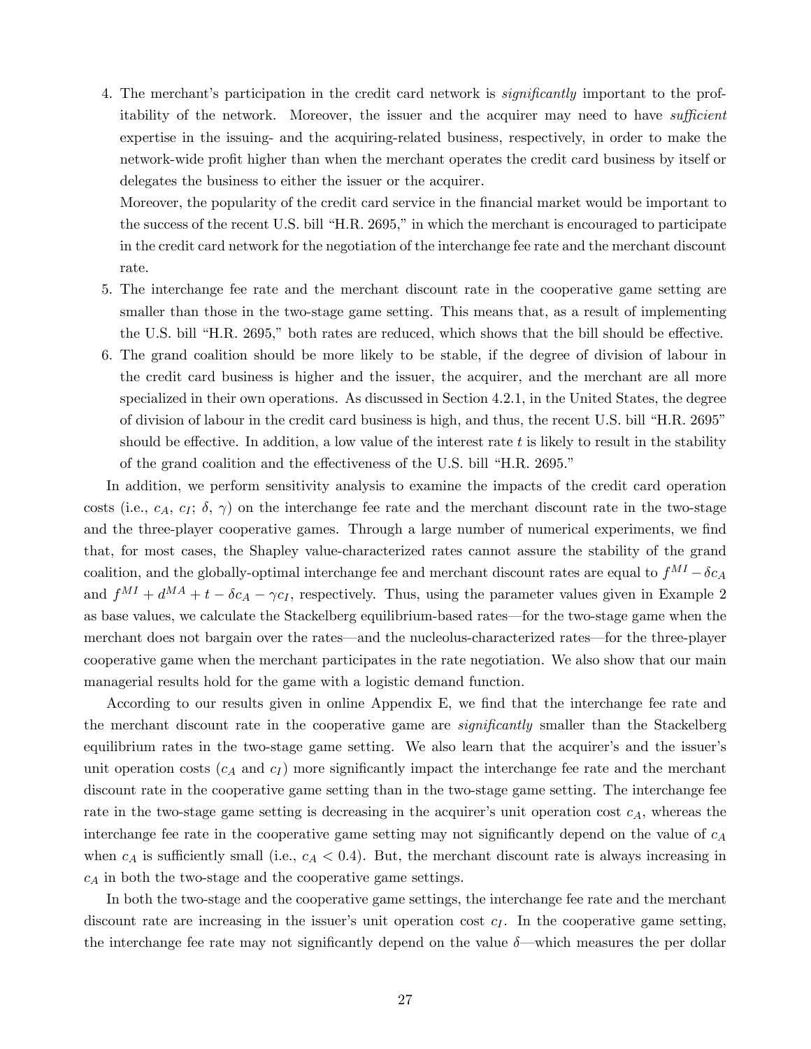4. The merchant's participation in the credit card network is *significantly* important to the profitability of the network. Moreover, the issuer and the acquirer may need to have *sufficient* expertise in the issuing- and the acquiring-related business, respectively, in order to make the network-wide profit higher than when the merchant operates the credit card business by itself or delegates the business to either the issuer or the acquirer.

   Moreover, the popularity of the credit card service in the financial market would be important to the success of the recent U.S. bill "H.R. 2695," in which the merchant is encouraged to participate in the credit card network for the negotiation of the interchange fee rate and the merchant discount rate.

5. The interchange fee rate and the merchant discount rate in the cooperative game setting are smaller than those in the two-stage game setting. This means that, as a result of implementing the U.S. bill "H.R. 2695," both rates are reduced, which shows that the bill should be effective.

6. The grand coalition should be more likely to be stable, if the degree of division of labour in the credit card business is higher and the issuer, the acquirer, and the merchant are all more specialized in their own operations. As discussed in Section 4.2.1, in the United States, the degree of division of labour in the credit card business is high, and thus, the recent U.S. bill "H.R. 2695" should be effective. In addition, a low value of the interest rate $t$ is likely to result in the stability of the grand coalition and the effectiveness of the U.S. bill "H.R. 2695."

In addition, we perform sensitivity analysis to examine the impacts of the credit card operation costs (i.e., $c_A$, $c_I$; $\delta$, $\gamma$) on the interchange fee rate and the merchant discount rate in the two-stage and the three-player cooperative games. Through a large number of numerical experiments, we find that, for most cases, the Shapley value-characterized rates cannot assure the stability of the grand coalition, and the globally-optimal interchange fee and merchant discount rates are equal to $f^{MI} - \delta c_A$ and $f^{MI} + d^{MA} + t - \delta c_A - \gamma c_I$, respectively. Thus, using the parameter values given in Example 2 as base values, we calculate the Stackelberg equilibrium-based rates—for the two-stage game when the merchant does not bargain over the rates—and the nucleolus-characterized rates—for the three-player cooperative game when the merchant participates in the rate negotiation. We also show that our main managerial results hold for the game with a logistic demand function.

According to our results given in online Appendix E, we find that the interchange fee rate and the merchant discount rate in the cooperative game are *significantly* smaller than the Stackelberg equilibrium rates in the two-stage game setting. We also learn that the acquirer's and the issuer's unit operation costs ($c_A$ and $c_I$) more significantly impact the interchange fee rate and the merchant discount rate in the cooperative game setting than in the two-stage game setting. The interchange fee rate in the two-stage game setting is decreasing in the acquirer's unit operation cost $c_A$, whereas the interchange fee rate in the cooperative game setting may not significantly depend on the value of $c_A$ when $c_A$ is sufficiently small (i.e., $c_A < 0.4$). But, the merchant discount rate is always increasing in $c_A$ in both the two-stage and the cooperative game settings.

In both the two-stage and the cooperative game settings, the interchange fee rate and the merchant discount rate are increasing in the issuer's unit operation cost $c_I$. In the cooperative game setting, the interchange fee rate may not significantly depend on the value $\delta$—which measures the per dollar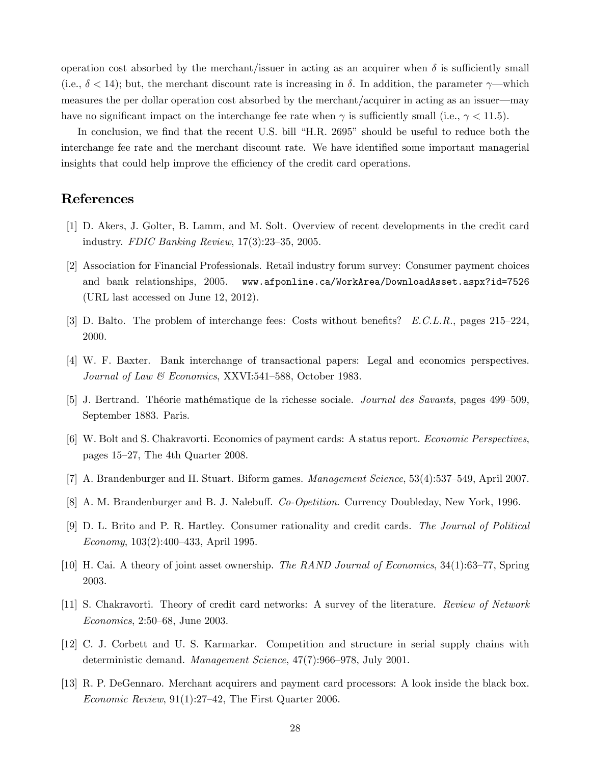operation cost absorbed by the merchant/issuer in acting as an acquirer when $\delta$ is sufficiently small (i.e., $\delta < 14$); but, the merchant discount rate is increasing in $\delta$. In addition, the parameter $\gamma$—which measures the per dollar operation cost absorbed by the merchant/acquirer in acting as an issuer—may have no significant impact on the interchange fee rate when $\gamma$ is sufficiently small (i.e., $\gamma < 11.5$).

In conclusion, we find that the recent U.S. bill "H.R. 2695" should be useful to reduce both the interchange fee rate and the merchant discount rate. We have identified some important managerial insights that could help improve the efficiency of the credit card operations.

## References

[1] D. Akers, J. Golter, B. Lamm, and M. Solt. Overview of recent developments in the credit card industry. *FDIC Banking Review*, 17(3):23–35, 2005.

[2] Association for Financial Professionals. Retail industry forum survey: Consumer payment choices and bank relationships, 2005. `www.afponline.ca/WorkArea/DownloadAsset.aspx?id=7526` (URL last accessed on June 12, 2012).

[3] D. Balto. The problem of interchange fees: Costs without benefits? *E.C.L.R.*, pages 215–224, 2000.

[4] W. F. Baxter. Bank interchange of transactional papers: Legal and economics perspectives. *Journal of Law & Economics*, XXVI:541–588, October 1983.

[5] J. Bertrand. Théorie mathématique de la richesse sociale. *Journal des Savants*, pages 499–509, September 1883. Paris.

[6] W. Bolt and S. Chakravorti. Economics of payment cards: A status report. *Economic Perspectives*, pages 15–27, The 4th Quarter 2008.

[7] A. Brandenburger and H. Stuart. Biform games. *Management Science*, 53(4):537–549, April 2007.

[8] A. M. Brandenburger and B. J. Nalebuff. *Co-Opetition*. Currency Doubleday, New York, 1996.

[9] D. L. Brito and P. R. Hartley. Consumer rationality and credit cards. *The Journal of Political Economy*, 103(2):400–433, April 1995.

[10] H. Cai. A theory of joint asset ownership. *The RAND Journal of Economics*, 34(1):63–77, Spring 2003.

[11] S. Chakravorti. Theory of credit card networks: A survey of the literature. *Review of Network Economics*, 2:50–68, June 2003.

[12] C. J. Corbett and U. S. Karmarkar. Competition and structure in serial supply chains with deterministic demand. *Management Science*, 47(7):966–978, July 2001.

[13] R. P. DeGennaro. Merchant acquirers and payment card processors: A look inside the black box. *Economic Review*, 91(1):27–42, The First Quarter 2006.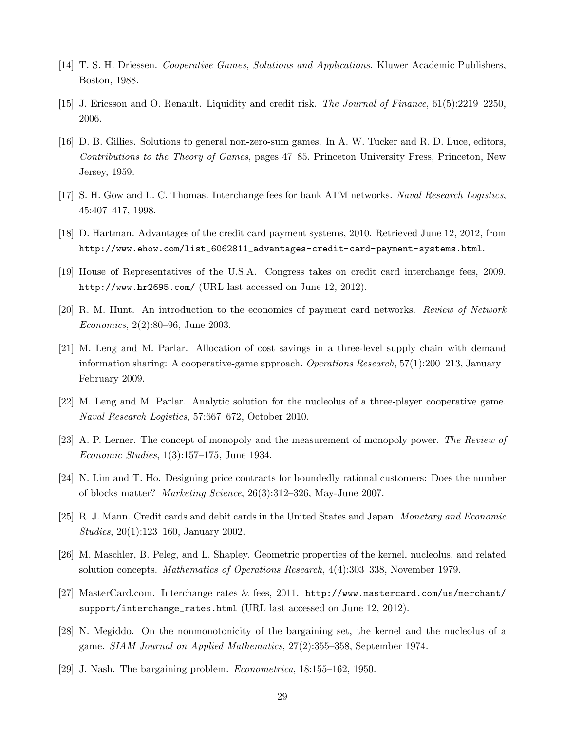[14] T. S. H. Driessen. *Cooperative Games, Solutions and Applications*. Kluwer Academic Publishers, Boston, 1988.

[15] J. Ericsson and O. Renault. Liquidity and credit risk. *The Journal of Finance*, 61(5):2219–2250, 2006.

[16] D. B. Gillies. Solutions to general non-zero-sum games. In A. W. Tucker and R. D. Luce, editors, *Contributions to the Theory of Games*, pages 47–85. Princeton University Press, Princeton, New Jersey, 1959.

[17] S. H. Gow and L. C. Thomas. Interchange fees for bank ATM networks. *Naval Research Logistics*, 45:407–417, 1998.

[18] D. Hartman. Advantages of the credit card payment systems, 2010. Retrieved June 12, 2012, from `http://www.ehow.com/list_6062811_advantages-credit-card-payment-systems.html`.

[19] House of Representatives of the U.S.A. Congress takes on credit card interchange fees, 2009. `http://www.hr2695.com/` (URL last accessed on June 12, 2012).

[20] R. M. Hunt. An introduction to the economics of payment card networks. *Review of Network Economics*, 2(2):80–96, June 2003.

[21] M. Leng and M. Parlar. Allocation of cost savings in a three-level supply chain with demand information sharing: A cooperative-game approach. *Operations Research*, 57(1):200–213, January–February 2009.

[22] M. Leng and M. Parlar. Analytic solution for the nucleolus of a three-player cooperative game. *Naval Research Logistics*, 57:667–672, October 2010.

[23] A. P. Lerner. The concept of monopoly and the measurement of monopoly power. *The Review of Economic Studies*, 1(3):157–175, June 1934.

[24] N. Lim and T. Ho. Designing price contracts for boundedly rational customers: Does the number of blocks matter? *Marketing Science*, 26(3):312–326, May-June 2007.

[25] R. J. Mann. Credit cards and debit cards in the United States and Japan. *Monetary and Economic Studies*, 20(1):123–160, January 2002.

[26] M. Maschler, B. Peleg, and L. Shapley. Geometric properties of the kernel, nucleolus, and related solution concepts. *Mathematics of Operations Research*, 4(4):303–338, November 1979.

[27] MasterCard.com. Interchange rates & fees, 2011. `http://www.mastercard.com/us/merchant/support/interchange_rates.html` (URL last accessed on June 12, 2012).

[28] N. Megiddo. On the nonmonotonicity of the bargaining set, the kernel and the nucleolus of a game. *SIAM Journal on Applied Mathematics*, 27(2):355–358, September 1974.

[29] J. Nash. The bargaining problem. *Econometrica*, 18:155–162, 1950.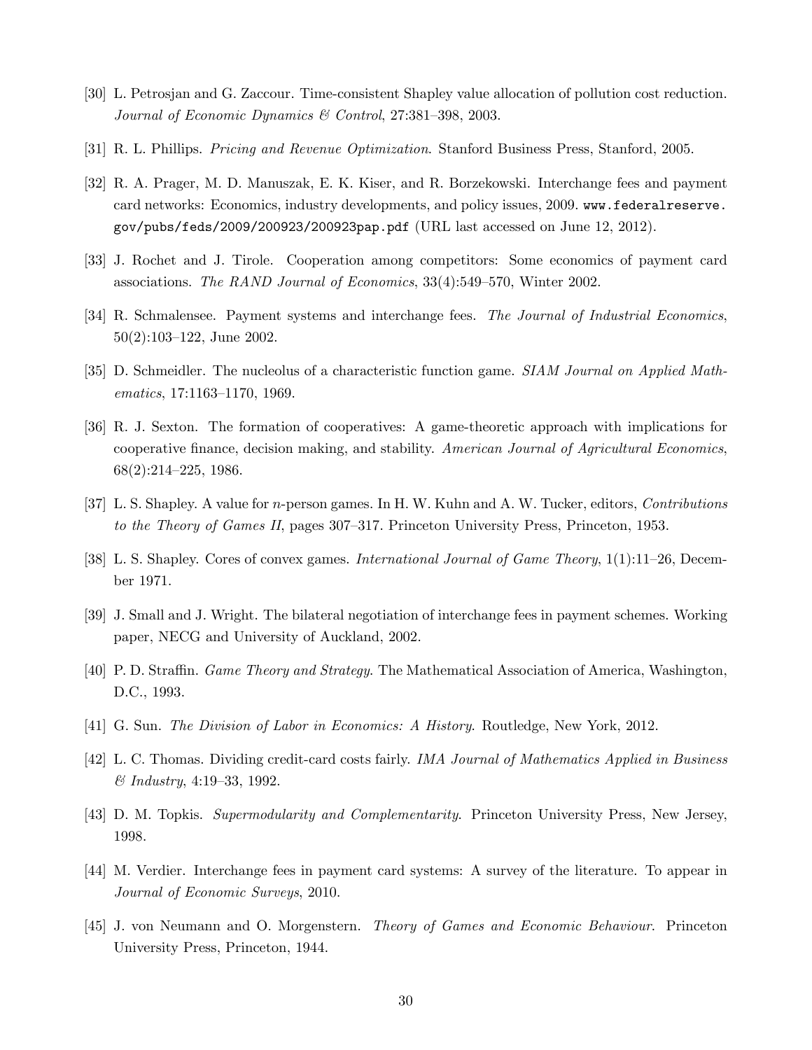[30] L. Petrosjan and G. Zaccour. Time-consistent Shapley value allocation of pollution cost reduction. *Journal of Economic Dynamics & Control*, 27:381–398, 2003.

[31] R. L. Phillips. *Pricing and Revenue Optimization*. Stanford Business Press, Stanford, 2005.

[32] R. A. Prager, M. D. Manuszak, E. K. Kiser, and R. Borzekowski. Interchange fees and payment card networks: Economics, industry developments, and policy issues, 2009. `www.federalreserve.gov/pubs/feds/2009/200923/200923pap.pdf` (URL last accessed on June 12, 2012).

[33] J. Rochet and J. Tirole. Cooperation among competitors: Some economics of payment card associations. *The RAND Journal of Economics*, 33(4):549–570, Winter 2002.

[34] R. Schmalensee. Payment systems and interchange fees. *The Journal of Industrial Economics*, 50(2):103–122, June 2002.

[35] D. Schmeidler. The nucleolus of a characteristic function game. *SIAM Journal on Applied Mathematics*, 17:1163–1170, 1969.

[36] R. J. Sexton. The formation of cooperatives: A game-theoretic approach with implications for cooperative finance, decision making, and stability. *American Journal of Agricultural Economics*, 68(2):214–225, 1986.

[37] L. S. Shapley. A value for $n$-person games. In H. W. Kuhn and A. W. Tucker, editors, *Contributions to the Theory of Games II*, pages 307–317. Princeton University Press, Princeton, 1953.

[38] L. S. Shapley. Cores of convex games. *International Journal of Game Theory*, 1(1):11–26, December 1971.

[39] J. Small and J. Wright. The bilateral negotiation of interchange fees in payment schemes. Working paper, NECG and University of Auckland, 2002.

[40] P. D. Straffin. *Game Theory and Strategy*. The Mathematical Association of America, Washington, D.C., 1993.

[41] G. Sun. *The Division of Labor in Economics: A History*. Routledge, New York, 2012.

[42] L. C. Thomas. Dividing credit-card costs fairly. *IMA Journal of Mathematics Applied in Business & Industry*, 4:19–33, 1992.

[43] D. M. Topkis. *Supermodularity and Complementarity*. Princeton University Press, New Jersey, 1998.

[44] M. Verdier. Interchange fees in payment card systems: A survey of the literature. To appear in *Journal of Economic Surveys*, 2010.

[45] J. von Neumann and O. Morgenstern. *Theory of Games and Economic Behaviour*. Princeton University Press, Princeton, 1944.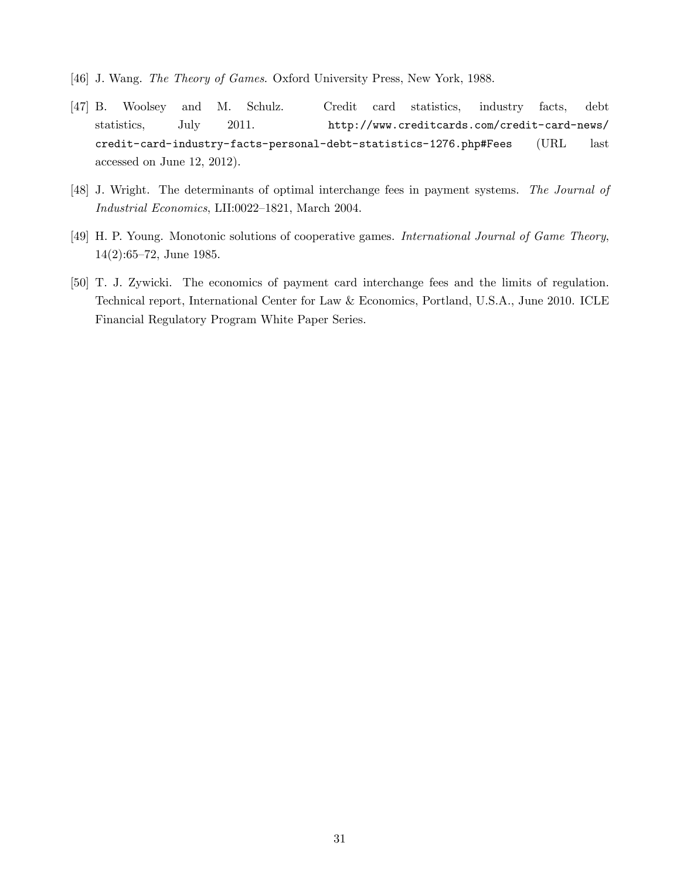[46] J. Wang. *The Theory of Games*. Oxford University Press, New York, 1988.

[47] B. Woolsey and M. Schulz. Credit card statistics, industry facts, debt statistics, July 2011. `http://www.creditcards.com/credit-card-news/credit-card-industry-facts-personal-debt-statistics-1276.php#Fees` (URL last accessed on June 12, 2012).

[48] J. Wright. The determinants of optimal interchange fees in payment systems. *The Journal of Industrial Economics*, LII:0022–1821, March 2004.

[49] H. P. Young. Monotonic solutions of cooperative games. *International Journal of Game Theory*, 14(2):65–72, June 1985.

[50] T. J. Zywicki. The economics of payment card interchange fees and the limits of regulation. Technical report, International Center for Law & Economics, Portland, U.S.A., June 2010. ICLE Financial Regulatory Program White Paper Series.